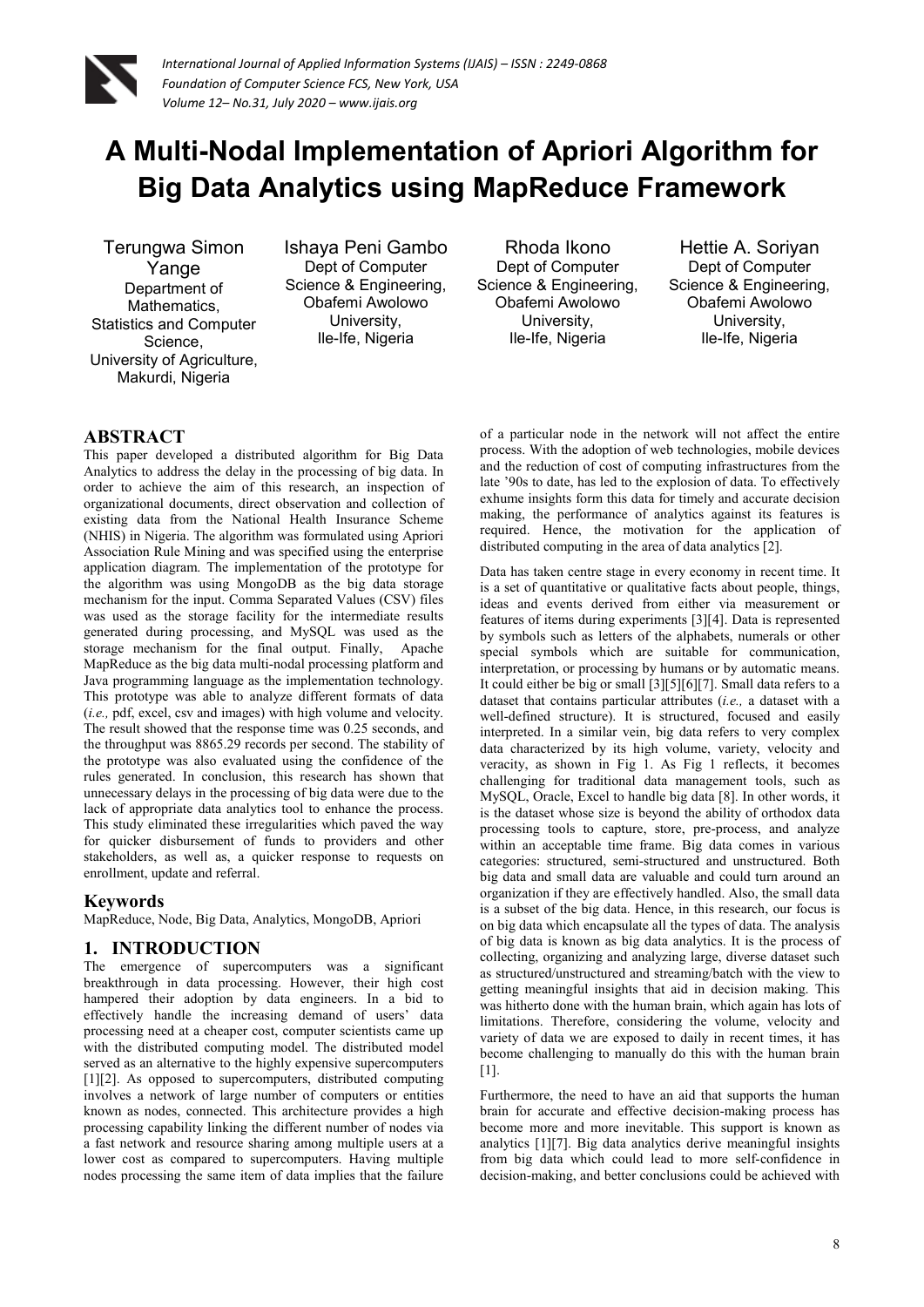# A Multi-Nodal Implementation of Apriori Algorithm for Big Data Analytics using MapReduce Framework

Terungwa Simon Yange
Department of Mathematics, Statistics and Computer Science, University of Agriculture, Makurdi, Nigeria

Ishaya Peni Gambo
Dept of Computer Science & Engineering, Obafemi Awolowo University, Ile-Ife, Nigeria

Rhoda Ikono
Dept of Computer Science & Engineering, Obafemi Awolowo University, Ile-Ife, Nigeria

Hettie A. Soriyan
Dept of Computer Science & Engineering, Obafemi Awolowo University, Ile-Ife, Nigeria

## ABSTRACT

This paper developed a distributed algorithm for Big Data Analytics to address the delay in the processing of big data. In order to achieve the aim of this research, an inspection of organizational documents, direct observation and collection of existing data from the National Health Insurance Scheme (NHIS) in Nigeria. The algorithm was formulated using Apriori Association Rule Mining and was specified using the enterprise application diagram. The implementation of the prototype for the algorithm was using MongoDB as the big data storage mechanism for the input. Comma Separated Values (CSV) files was used as the storage facility for the intermediate results generated during processing, and MySQL was used as the storage mechanism for the final output. Finally, Apache MapReduce as the big data multi-nodal processing platform and Java programming language as the implementation technology. This prototype was able to analyze different formats of data (*i.e.,* pdf, excel, csv and images) with high volume and velocity. The result showed that the response time was 0.25 seconds, and the throughput was 8865.29 records per second. The stability of the prototype was also evaluated using the confidence of the rules generated. In conclusion, this research has shown that unnecessary delays in the processing of big data were due to the lack of appropriate data analytics tool to enhance the process. This study eliminated these irregularities which paved the way for quicker disbursement of funds to providers and other stakeholders, as well as, a quicker response to requests on enrollment, update and referral.

## Keywords

MapReduce, Node, Big Data, Analytics, MongoDB, Apriori

## 1. INTRODUCTION

The emergence of supercomputers was a significant breakthrough in data processing. However, their high cost hampered their adoption by data engineers. In a bid to effectively handle the increasing demand of users' data processing need at a cheaper cost, computer scientists came up with the distributed computing model. The distributed model served as an alternative to the highly expensive supercomputers [1][2]. As opposed to supercomputers, distributed computing involves a network of large number of computers or entities known as nodes, connected. This architecture provides a high processing capability linking the different number of nodes via a fast network and resource sharing among multiple users at a lower cost as compared to supercomputers. Having multiple nodes processing the same item of data implies that the failure of a particular node in the network will not affect the entire process. With the adoption of web technologies, mobile devices and the reduction of cost of computing infrastructures from the late '90s to date, has led to the explosion of data. To effectively exhume insights form this data for timely and accurate decision making, the performance of analytics against its features is required. Hence, the motivation for the application of distributed computing in the area of data analytics [2].

Data has taken centre stage in every economy in recent time. It is a set of quantitative or qualitative facts about people, things, ideas and events derived from either via measurement or features of items during experiments [3][4]. Data is represented by symbols such as letters of the alphabets, numerals or other special symbols which are suitable for communication, interpretation, or processing by humans or by automatic means. It could either be big or small [3][5][6][7]. Small data refers to a dataset that contains particular attributes (*i.e.,* a dataset with a well-defined structure). It is structured, focused and easily interpreted. In a similar vein, big data refers to very complex data characterized by its high volume, variety, velocity and veracity, as shown in Fig 1. As Fig 1 reflects, it becomes challenging for traditional data management tools, such as MySQL, Oracle, Excel to handle big data [8]. In other words, it is the dataset whose size is beyond the ability of orthodox data processing tools to capture, store, pre-process, and analyze within an acceptable time frame. Big data comes in various categories: structured, semi-structured and unstructured. Both big data and small data are valuable and could turn around an organization if they are effectively handled. Also, the small data is a subset of the big data. Hence, in this research, our focus is on big data which encapsulate all the types of data. The analysis of big data is known as big data analytics. It is the process of collecting, organizing and analyzing large, diverse dataset such as structured/unstructured and streaming/batch with the view to getting meaningful insights that aid in decision making. This was hitherto done with the human brain, which again has lots of limitations. Therefore, considering the volume, velocity and variety of data we are exposed to daily in recent times, it has become challenging to manually do this with the human brain [1].

Furthermore, the need to have an aid that supports the human brain for accurate and effective decision-making process has become more and more inevitable. This support is known as analytics [1][7]. Big data analytics derive meaningful insights from big data which could lead to more self-confidence in decision-making, and better conclusions could be achieved with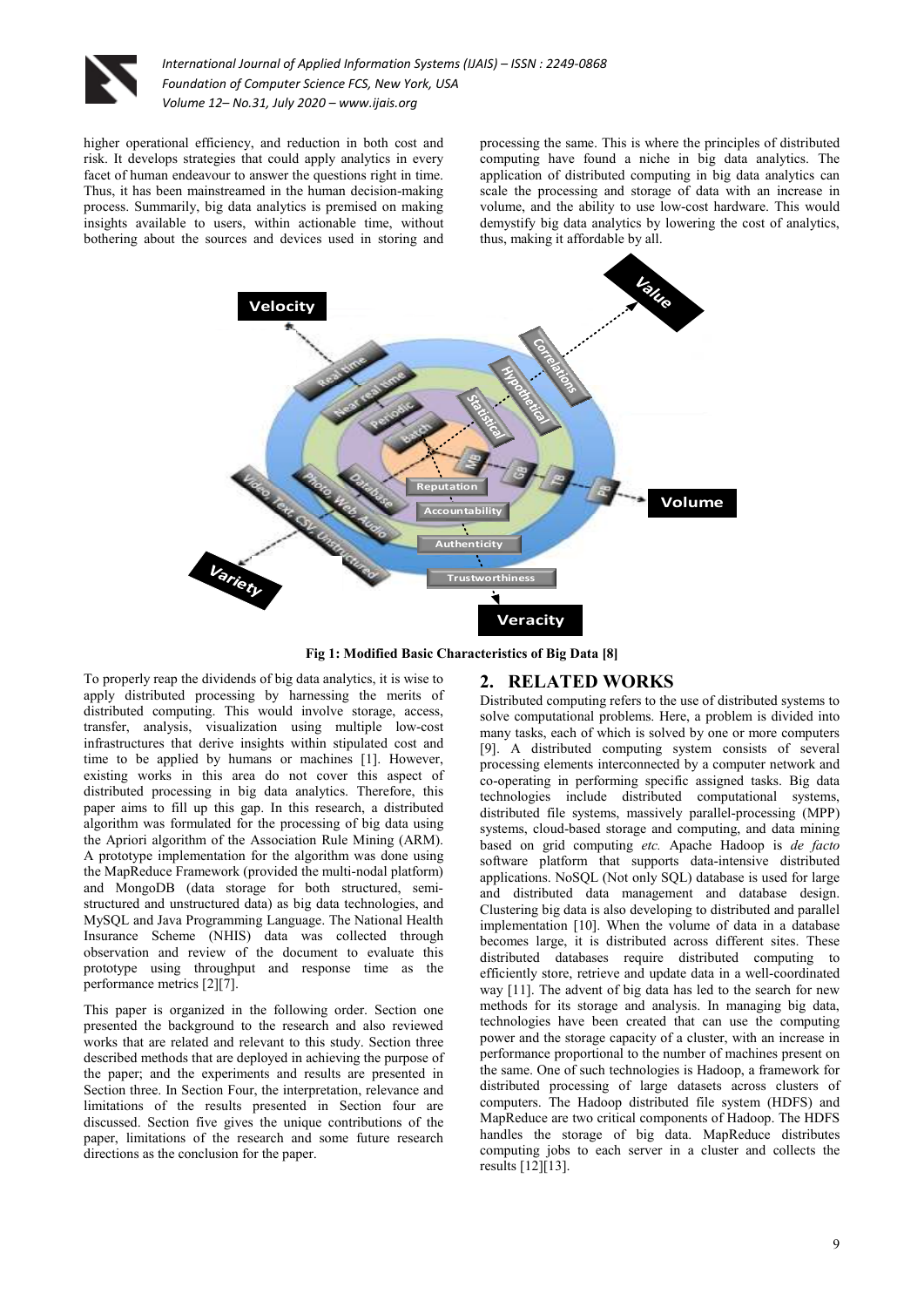higher operational efficiency, and reduction in both cost and risk. It develops strategies that could apply analytics in every facet of human endeavour to answer the questions right in time. Thus, it has been mainstreamed in the human decision-making process. Summarily, big data analytics is premised on making insights available to users, within actionable time, without bothering about the sources and devices used in storing and processing the same. This is where the principles of distributed computing have found a niche in big data analytics. The application of distributed computing in big data analytics can scale the processing and storage of data with an increase in volume, and the ability to use low-cost hardware. This would demystify big data analytics by lowering the cost of analytics, thus, making it affordable by all.

**Fig 1: Modified Basic Characteristics of Big Data [8]**

To properly reap the dividends of big data analytics, it is wise to apply distributed processing by harnessing the merits of distributed computing. This would involve storage, access, transfer, analysis, visualization using multiple low-cost infrastructures that derive insights within stipulated cost and time to be applied by humans or machines [1]. However, existing works in this area do not cover this aspect of distributed processing in big data analytics. Therefore, this paper aims to fill up this gap. In this research, a distributed algorithm was formulated for the processing of big data using the Apriori algorithm of the Association Rule Mining (ARM). A prototype implementation for the algorithm was done using the MapReduce Framework (provided the multi-nodal platform) and MongoDB (data storage for both structured, semi-structured and unstructured data) as big data technologies, and MySQL and Java Programming Language. The National Health Insurance Scheme (NHIS) data was collected through observation and review of the document to evaluate this prototype using throughput and response time as the performance metrics [2][7].

This paper is organized in the following order. Section one presented the background to the research and also reviewed works that are related and relevant to this study. Section three described methods that are deployed in achieving the purpose of the paper; and the experiments and results are presented in Section three. In Section Four, the interpretation, relevance and limitations of the results presented in Section four are discussed. Section five gives the unique contributions of the paper, limitations of the research and some future research directions as the conclusion for the paper.

## 2. RELATED WORKS

Distributed computing refers to the use of distributed systems to solve computational problems. Here, a problem is divided into many tasks, each of which is solved by one or more computers [9]. A distributed computing system consists of several processing elements interconnected by a computer network and co-operating in performing specific assigned tasks. Big data technologies include distributed computational systems, distributed file systems, massively parallel-processing (MPP) systems, cloud-based storage and computing, and data mining based on grid computing *etc.* Apache Hadoop is *de facto* software platform that supports data-intensive distributed applications. NoSQL (Not only SQL) database is used for large and distributed data management and database design. Clustering big data is also developing to distributed and parallel implementation [10]. When the volume of data in a database becomes large, it is distributed across different sites. These distributed databases require distributed computing to efficiently store, retrieve and update data in a well-coordinated way [11]. The advent of big data has led to the search for new methods for its storage and analysis. In managing big data, technologies have been created that can use the computing power and the storage capacity of a cluster, with an increase in performance proportional to the number of machines present on the same. One of such technologies is Hadoop, a framework for distributed processing of large datasets across clusters of computers. The Hadoop distributed file system (HDFS) and MapReduce are two critical components of Hadoop. The HDFS handles the storage of big data. MapReduce distributes computing jobs to each server in a cluster and collects the results [12][13].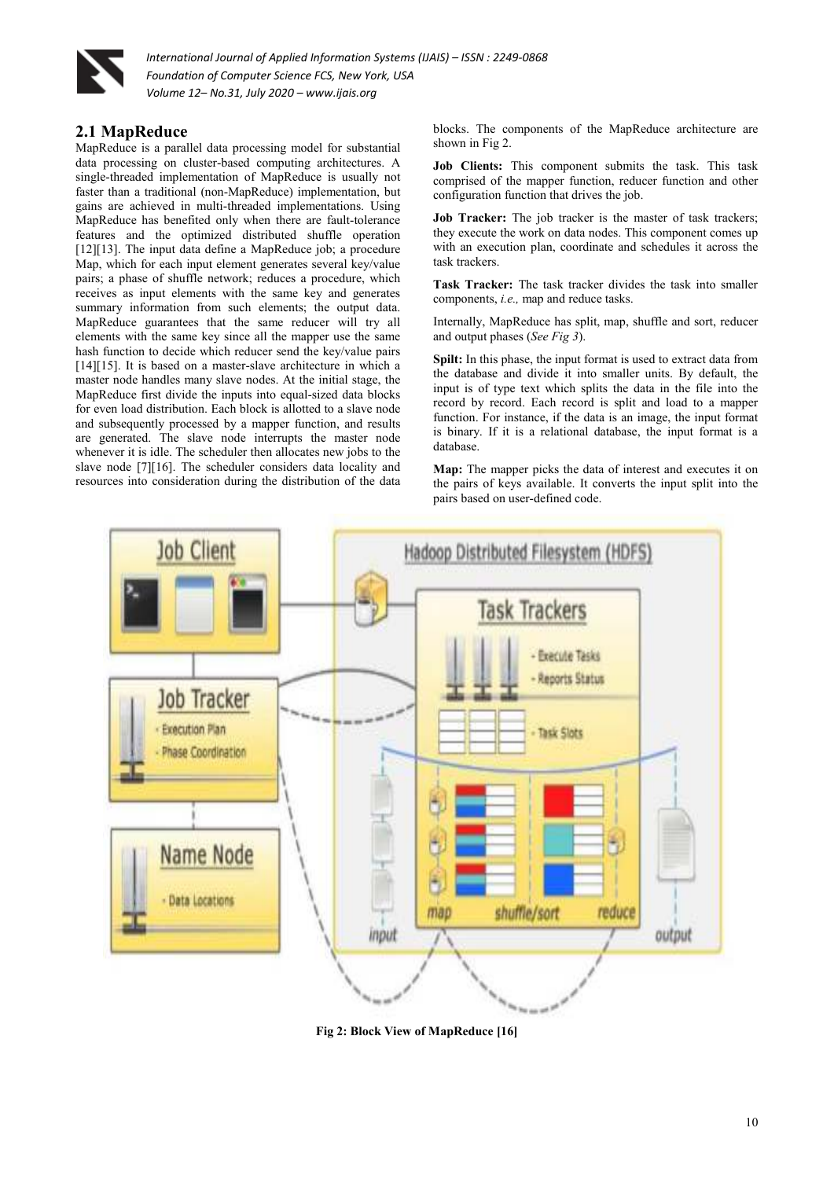## 2.1 MapReduce

MapReduce is a parallel data processing model for substantial data processing on cluster-based computing architectures. A single-threaded implementation of MapReduce is usually not faster than a traditional (non-MapReduce) implementation, but gains are achieved in multi-threaded implementations. Using MapReduce has benefited only when there are fault-tolerance features and the optimized distributed shuffle operation [12][13]. The input data define a MapReduce job; a procedure Map, which for each input element generates several key/value pairs; a phase of shuffle network; reduces a procedure, which receives as input elements with the same key and generates summary information from such elements; the output data. MapReduce guarantees that the same reducer will try all elements with the same key since all the mapper use the same hash function to decide which reducer send the key/value pairs [14][15]. It is based on a master-slave architecture in which a master node handles many slave nodes. At the initial stage, the MapReduce first divide the inputs into equal-sized data blocks for even load distribution. Each block is allotted to a slave node and subsequently processed by a mapper function, and results are generated. The slave node interrupts the master node whenever it is idle. The scheduler then allocates new jobs to the slave node [7][16]. The scheduler considers data locality and resources into consideration during the distribution of the data blocks. The components of the MapReduce architecture are shown in Fig 2.

**Job Clients:** This component submits the task. This task comprised of the mapper function, reducer function and other configuration function that drives the job.

**Job Tracker:** The job tracker is the master of task trackers; they execute the work on data nodes. This component comes up with an execution plan, coordinate and schedules it across the task trackers.

**Task Tracker:** The task tracker divides the task into smaller components, *i.e.,* map and reduce tasks.

Internally, MapReduce has split, map, shuffle and sort, reducer and output phases (*See Fig 3*).

**Spilt:** In this phase, the input format is used to extract data from the database and divide it into smaller units. By default, the input is of type text which splits the data in the file into the record by record. Each record is split and load to a mapper function. For instance, if the data is an image, the input format is binary. If it is a relational database, the input format is a database.

**Map:** The mapper picks the data of interest and executes it on the pairs of keys available. It converts the input split into the pairs based on user-defined code.

**Fig 2: Block View of MapReduce [16]**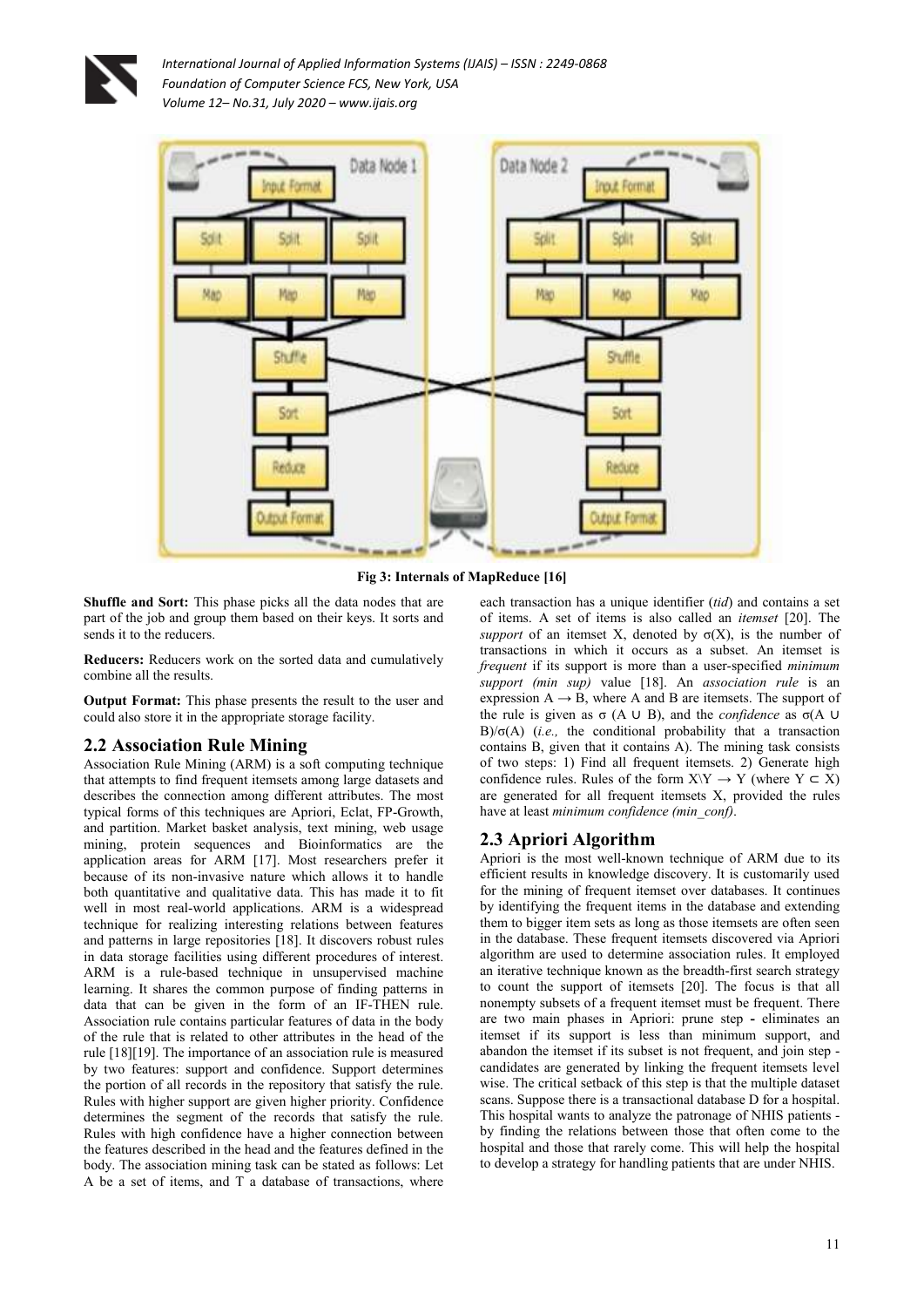Fig 3: Internals of MapReduce [16]

**Shuffle and Sort:** This phase picks all the data nodes that are part of the job and group them based on their keys. It sorts and sends it to the reducers.

**Reducers:** Reducers work on the sorted data and cumulatively combine all the results.

**Output Format:** This phase presents the result to the user and could also store it in the appropriate storage facility.

## 2.2 Association Rule Mining

Association Rule Mining (ARM) is a soft computing technique that attempts to find frequent itemsets among large datasets and describes the connection among different attributes. The most typical forms of this techniques are Apriori, Eclat, FP-Growth, and partition. Market basket analysis, text mining, web usage mining, protein sequences and Bioinformatics are the application areas for ARM [17]. Most researchers prefer it because of its non-invasive nature which allows it to handle both quantitative and qualitative data. This has made it to fit well in most real-world applications. ARM is a widespread technique for realizing interesting relations between features and patterns in large repositories [18]. It discovers robust rules in data storage facilities using different procedures of interest. ARM is a rule-based technique in unsupervised machine learning. It shares the common purpose of finding patterns in data that can be given in the form of an IF-THEN rule. Association rule contains particular features of data in the body of the rule that is related to other attributes in the head of the rule [18][19]. The importance of an association rule is measured by two features: support and confidence. Support determines the portion of all records in the repository that satisfy the rule. Rules with higher support are given higher priority. Confidence determines the segment of the records that satisfy the rule. Rules with high confidence have a higher connection between the features described in the head and the features defined in the body. The association mining task can be stated as follows: Let A be a set of items, and T a database of transactions, where each transaction has a unique identifier (*tid*) and contains a set of items. A set of items is also called an *itemset* [20]. The *support* of an itemset X, denoted by $\sigma(X)$, is the number of transactions in which it occurs as a subset. An itemset is *frequent* if its support is more than a user-specified *minimum support (min sup)* value [18]. An *association rule* is an expression $A \rightarrow B$, where A and B are itemsets. The support of the rule is given as $\sigma$ $(A \cup B)$, and the *confidence* as $\sigma(A \cup B)/\sigma(A)$ (*i.e.,* the conditional probability that a transaction contains B, given that it contains A). The mining task consists of two steps: 1) Find all frequent itemsets. 2) Generate high confidence rules. Rules of the form $X \backslash Y \rightarrow Y$ (where $Y \subset X$) are generated for all frequent itemsets X, provided the rules have at least *minimum confidence (min_conf)*.

## 2.3 Apriori Algorithm

Apriori is the most well-known technique of ARM due to its efficient results in knowledge discovery. It is customarily used for the mining of frequent itemset over databases. It continues by identifying the frequent items in the database and extending them to bigger item sets as long as those itemsets are often seen in the database. These frequent itemsets discovered via Apriori algorithm are used to determine association rules. It employed an iterative technique known as the breadth-first search strategy to count the support of itemsets [20]. The focus is that all nonempty subsets of a frequent itemset must be frequent. There are two main phases in Apriori: prune step **-** eliminates an itemset if its support is less than minimum support, and abandon the itemset if its subset is not frequent, and join step - candidates are generated by linking the frequent itemsets level wise. The critical setback of this step is that the multiple dataset scans. Suppose there is a transactional database D for a hospital. This hospital wants to analyze the patronage of NHIS patients - by finding the relations between those that often come to the hospital and those that rarely come. This will help the hospital to develop a strategy for handling patients that are under NHIS.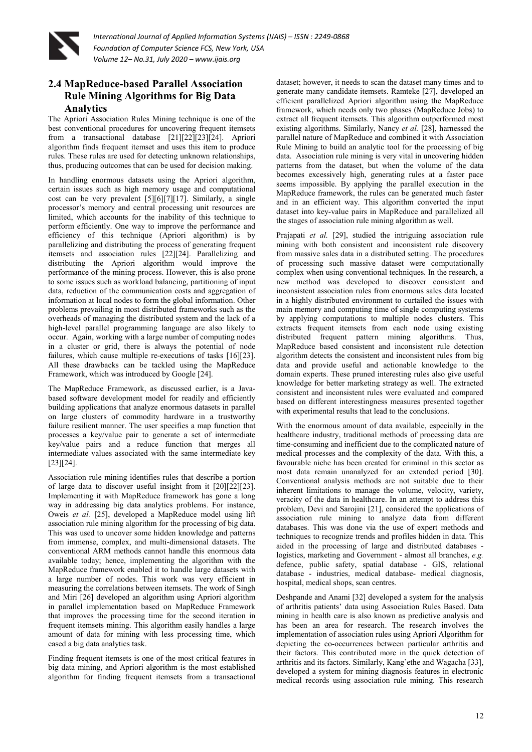## 2.4 MapReduce-based Parallel Association Rule Mining Algorithms for Big Data Analytics

The Apriori Association Rules Mining technique is one of the best conventional procedures for uncovering frequent itemsets from a transactional database [21][22][23][24]. Apriori algorithm finds frequent itemset and uses this item to produce rules. These rules are used for detecting unknown relationships, thus, producing outcomes that can be used for decision making.

In handling enormous datasets using the Apriori algorithm, certain issues such as high memory usage and computational cost can be very prevalent [5][6][7][17]. Similarly, a single processor's memory and central processing unit resources are limited, which accounts for the inability of this technique to perform efficiently. One way to improve the performance and efficiency of this technique (Apriori algorithm) is by parallelizing and distributing the process of generating frequent itemsets and association rules [22][24]. Parallelizing and distributing the Apriori algorithm would improve the performance of the mining process. However, this is also prone to some issues such as workload balancing, partitioning of input data, reduction of the communication costs and aggregation of information at local nodes to form the global information. Other problems prevailing in most distributed frameworks such as the overheads of managing the distributed system and the lack of a high-level parallel programming language are also likely to occur. Again, working with a large number of computing nodes in a cluster or grid, there is always the potential of node failures, which cause multiple re-executions of tasks [16][23]. All these drawbacks can be tackled using the MapReduce Framework, which was introduced by Google [24].

The MapReduce Framework, as discussed earlier, is a Java-based software development model for readily and efficiently building applications that analyze enormous datasets in parallel on large clusters of commodity hardware in a trustworthy failure resilient manner. The user specifies a map function that processes a key/value pair to generate a set of intermediate key/value pairs and a reduce function that merges all intermediate values associated with the same intermediate key [23][24].

Association rule mining identifies rules that describe a portion of large data to discover useful insight from it [20][22][23]. Implementing it with MapReduce framework has gone a long way in addressing big data analytics problems. For instance, Oweis *et al.* [25], developed a MapReduce model using lift association rule mining algorithm for the processing of big data. This was used to uncover some hidden knowledge and patterns from immense, complex, and multi-dimensional datasets. The conventional ARM methods cannot handle this enormous data available today; hence, implementing the algorithm with the MapReduce framework enabled it to handle large datasets with a large number of nodes. This work was very efficient in measuring the correlations between itemsets. The work of Singh and Miri [26] developed an algorithm using Apriori algorithm in parallel implementation based on MapReduce Framework that improves the processing time for the second iteration in frequent itemsets mining. This algorithm easily handles a large amount of data for mining with less processing time, which eased a big data analytics task.

Finding frequent itemsets is one of the most critical features in big data mining, and Apriori algorithm is the most established algorithm for finding frequent itemsets from a transactional dataset; however, it needs to scan the dataset many times and to generate many candidate itemsets. Ramteke [27], developed an efficient parallelized Apriori algorithm using the MapReduce framework, which needs only two phases (MapReduce Jobs) to extract all frequent itemsets. This algorithm outperformed most existing algorithms. Similarly, Nancy *et al.* [28], harnessed the parallel nature of MapReduce and combined it with Association Rule Mining to build an analytic tool for the processing of big data. Association rule mining is very vital in uncovering hidden patterns from the dataset, but when the volume of the data becomes excessively high, generating rules at a faster pace seems impossible. By applying the parallel execution in the MapReduce framework, the rules can be generated much faster and in an efficient way. This algorithm converted the input dataset into key-value pairs in MapReduce and parallelized all the stages of association rule mining algorithm as well.

Prajapati *et al.* [29], studied the intriguing association rule mining with both consistent and inconsistent rule discovery from massive sales data in a distributed setting. The procedures of processing such massive dataset were computationally complex when using conventional techniques. In the research, a new method was developed to discover consistent and inconsistent association rules from enormous sales data located in a highly distributed environment to curtailed the issues with main memory and computing time of single computing systems by applying computations to multiple nodes clusters. This extracts frequent itemsets from each node using existing distributed frequent pattern mining algorithms. Thus, MapReduce based consistent and inconsistent rule detection algorithm detects the consistent and inconsistent rules from big data and provide useful and actionable knowledge to the domain experts. These pruned interesting rules also give useful knowledge for better marketing strategy as well. The extracted consistent and inconsistent rules were evaluated and compared based on different interestingness measures presented together with experimental results that lead to the conclusions.

With the enormous amount of data available, especially in the healthcare industry, traditional methods of processing data are time-consuming and inefficient due to the complicated nature of medical processes and the complexity of the data. With this, a favourable niche has been created for criminal in this sector as most data remain unanalyzed for an extended period [30]. Conventional analysis methods are not suitable due to their inherent limitations to manage the volume, velocity, variety, veracity of the data in healthcare. In an attempt to address this problem, Devi and Sarojini [21], considered the applications of association rule mining to analyze data from different databases. This was done via the use of expert methods and techniques to recognize trends and profiles hidden in data. This aided in the processing of large and distributed databases - logistics, marketing and Government - almost all branches, *e.g.* defence, public safety, spatial database - GIS, relational database - industries, medical database- medical diagnosis, hospital, medical shops, scan centres.

Deshpande and Anami [32] developed a system for the analysis of arthritis patients' data using Association Rules Based. Data mining in health care is also known as predictive analysis and has been an area for research. The research involves the implementation of association rules using Apriori Algorithm for depicting the co-occurrences between particular arthritis and their factors. This contributed more in the quick detection of arthritis and its factors. Similarly, Kang'ethe and Wagacha [33], developed a system for mining diagnosis features in electronic medical records using association rule mining. This research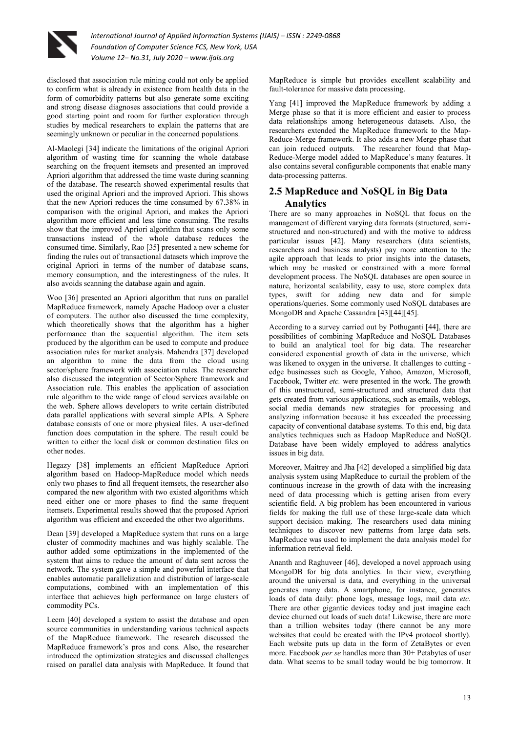disclosed that association rule mining could not only be applied to confirm what is already in existence from health data in the form of comorbidity patterns but also generate some exciting and strong disease diagnoses associations that could provide a good starting point and room for further exploration through studies by medical researchers to explain the patterns that are seemingly unknown or peculiar in the concerned populations.

Al-Maolegi [34] indicate the limitations of the original Apriori algorithm of wasting time for scanning the whole database searching on the frequent itemsets and presented an improved Apriori algorithm that addressed the time waste during scanning of the database. The research showed experimental results that used the original Apriori and the improved Apriori. This shows that the new Apriori reduces the time consumed by 67.38% in comparison with the original Apriori, and makes the Apriori algorithm more efficient and less time consuming. The results show that the improved Apriori algorithm that scans only some transactions instead of the whole database reduces the consumed time. Similarly, Rao [35] presented a new scheme for finding the rules out of transactional datasets which improve the original Apriori in terms of the number of database scans, memory consumption, and the interestingness of the rules. It also avoids scanning the database again and again.

Woo [36] presented an Apriori algorithm that runs on parallel MapReduce framework, namely Apache Hadoop over a cluster of computers. The author also discussed the time complexity, which theoretically shows that the algorithm has a higher performance than the sequential algorithm. The item sets produced by the algorithm can be used to compute and produce association rules for market analysis. Mahendra [37] developed an algorithm to mine the data from the cloud using sector/sphere framework with association rules. The researcher also discussed the integration of Sector/Sphere framework and Association rule. This enables the application of association rule algorithm to the wide range of cloud services available on the web. Sphere allows developers to write certain distributed data parallel applications with several simple APIs. A Sphere database consists of one or more physical files. A user-defined function does computation in the sphere. The result could be written to either the local disk or common destination files on other nodes.

Hegazy [38] implements an efficient MapReduce Apriori algorithm based on Hadoop-MapReduce model which needs only two phases to find all frequent itemsets, the researcher also compared the new algorithm with two existed algorithms which need either one or more phases to find the same frequent itemsets. Experimental results showed that the proposed Apriori algorithm was efficient and exceeded the other two algorithms.

Dean [39] developed a MapReduce system that runs on a large cluster of commodity machines and was highly scalable. The author added some optimizations in the implemented of the system that aims to reduce the amount of data sent across the network. The system gave a simple and powerful interface that enables automatic parallelization and distribution of large-scale computations, combined with an implementation of this interface that achieves high performance on large clusters of commodity PCs.

Leem [40] developed a system to assist the database and open source communities in understanding various technical aspects of the MapReduce framework. The research discussed the MapReduce framework's pros and cons. Also, the researcher introduced the optimization strategies and discussed challenges raised on parallel data analysis with MapReduce. It found that MapReduce is simple but provides excellent scalability and fault-tolerance for massive data processing.

Yang [41] improved the MapReduce framework by adding a Merge phase so that it is more efficient and easier to process data relationships among heterogeneous datasets. Also, the researchers extended the MapReduce framework to the Map-Reduce-Merge framework. It also adds a new Merge phase that can join reduced outputs. The researcher found that Map-Reduce-Merge model added to MapReduce's many features. It also contains several configurable components that enable many data-processing patterns.

## 2.5 MapReduce and NoSQL in Big Data Analytics

There are so many approaches in NoSQL that focus on the management of different varying data formats (structured, semi-structured and non-structured) and with the motive to address particular issues [42]. Many researchers (data scientists, researchers and business analysts) pay more attention to the agile approach that leads to prior insights into the datasets, which may be masked or constrained with a more formal development process. The NoSQL databases are open source in nature, horizontal scalability, easy to use, store complex data types, swift for adding new data and for simple operations/queries. Some commonly used NoSQL databases are MongoDB and Apache Cassandra [43][44][45].

According to a survey carried out by Pothuganti [44], there are possibilities of combining MapReduce and NoSQL Databases to build an analytical tool for big data. The researcher considered exponential growth of data in the universe, which was likened to oxygen in the universe. It challenges to cutting - edge businesses such as Google, Yahoo, Amazon, Microsoft, Facebook, Twitter *etc.* were presented in the work. The growth of this unstructured, semi-structured and structured data that gets created from various applications, such as emails, weblogs, social media demands new strategies for processing and analyzing information because it has exceeded the processing capacity of conventional database systems. To this end, big data analytics techniques such as Hadoop MapReduce and NoSQL Database have been widely employed to address analytics issues in big data.

Moreover, Maitrey and Jha [42] developed a simplified big data analysis system using MapReduce to curtail the problem of the continuous increase in the growth of data with the increasing need of data processing which is getting arisen from every scientific field. A big problem has been encountered in various fields for making the full use of these large-scale data which support decision making. The researchers used data mining techniques to discover new patterns from large data sets. MapReduce was used to implement the data analysis model for information retrieval field.

Ananth and Raghuveer [46], developed a novel approach using MongoDB for big data analytics. In their view, everything around the universal is data, and everything in the universal generates many data. A smartphone, for instance, generates loads of data daily: phone logs, message logs, mail data *etc*. There are other gigantic devices today and just imagine each device churned out loads of such data! Likewise, there are more than a trillion websites today (there cannot be any more websites that could be created with the IPv4 protocol shortly). Each website puts up data in the form of ZetaBytes or even more. Facebook *per se* handles more than 30+ Petabytes of user data. What seems to be small today would be big tomorrow. It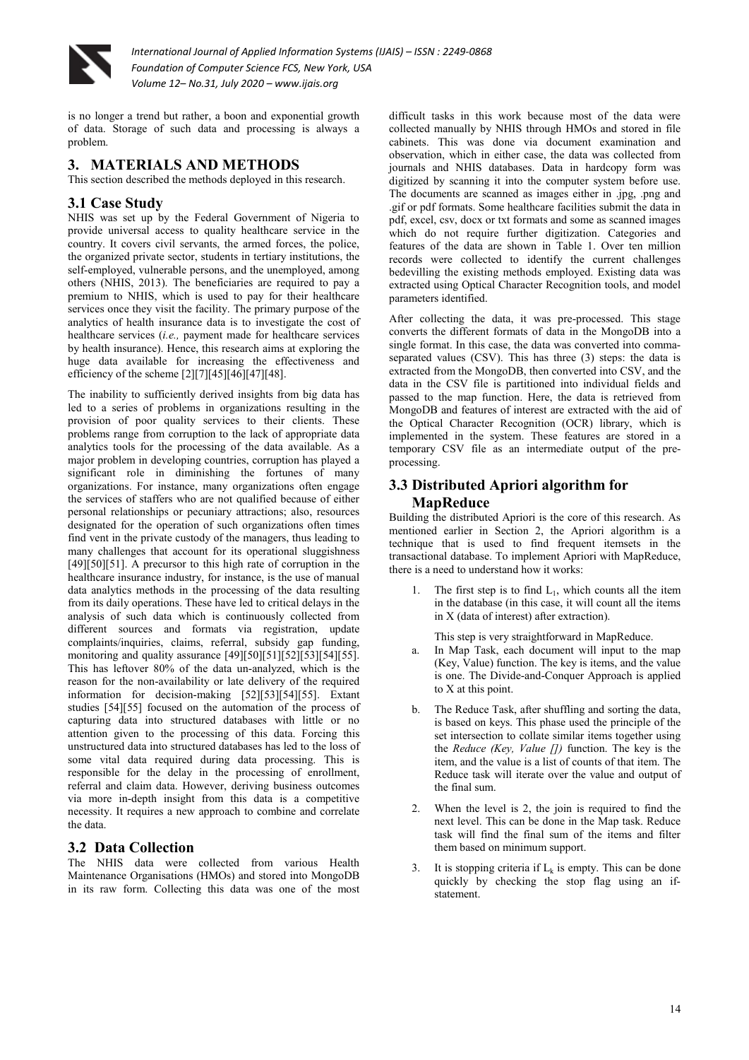is no longer a trend but rather, a boon and exponential growth of data. Storage of such data and processing is always a problem.

## 3. MATERIALS AND METHODS

This section described the methods deployed in this research.

### 3.1 Case Study

NHIS was set up by the Federal Government of Nigeria to provide universal access to quality healthcare service in the country. It covers civil servants, the armed forces, the police, the organized private sector, students in tertiary institutions, the self-employed, vulnerable persons, and the unemployed, among others (NHIS, 2013). The beneficiaries are required to pay a premium to NHIS, which is used to pay for their healthcare services once they visit the facility. The primary purpose of the analytics of health insurance data is to investigate the cost of healthcare services (*i.e.,* payment made for healthcare services by health insurance). Hence, this research aims at exploring the huge data available for increasing the effectiveness and efficiency of the scheme [2][7][45][46][47][48].

The inability to sufficiently derived insights from big data has led to a series of problems in organizations resulting in the provision of poor quality services to their clients. These problems range from corruption to the lack of appropriate data analytics tools for the processing of the data available. As a major problem in developing countries, corruption has played a significant role in diminishing the fortunes of many organizations. For instance, many organizations often engage the services of staffers who are not qualified because of either personal relationships or pecuniary attractions; also, resources designated for the operation of such organizations often times find vent in the private custody of the managers, thus leading to many challenges that account for its operational sluggishness [49][50][51]. A precursor to this high rate of corruption in the healthcare insurance industry, for instance, is the use of manual data analytics methods in the processing of the data resulting from its daily operations. These have led to critical delays in the analysis of such data which is continuously collected from different sources and formats via registration, update complaints/inquiries, claims, referral, subsidy gap funding, monitoring and quality assurance [49][50][51][52][53][54][55]. This has leftover 80% of the data un-analyzed, which is the reason for the non-availability or late delivery of the required information for decision-making [52][53][54][55]. Extant studies [54][55] focused on the automation of the process of capturing data into structured databases with little or no attention given to the processing of this data. Forcing this unstructured data into structured databases has led to the loss of some vital data required during data processing. This is responsible for the delay in the processing of enrollment, referral and claim data. However, deriving business outcomes via more in-depth insight from this data is a competitive necessity. It requires a new approach to combine and correlate the data.

### 3.2 Data Collection

The NHIS data were collected from various Health Maintenance Organisations (HMOs) and stored into MongoDB in its raw form. Collecting this data was one of the most difficult tasks in this work because most of the data were collected manually by NHIS through HMOs and stored in file cabinets. This was done via document examination and observation, which in either case, the data was collected from journals and NHIS databases. Data in hardcopy form was digitized by scanning it into the computer system before use. The documents are scanned as images either in .jpg, .png and .gif or pdf formats. Some healthcare facilities submit the data in pdf, excel, csv, docx or txt formats and some as scanned images which do not require further digitization. Categories and features of the data are shown in Table 1. Over ten million records were collected to identify the current challenges bedevilling the existing methods employed. Existing data was extracted using Optical Character Recognition tools, and model parameters identified.

After collecting the data, it was pre-processed. This stage converts the different formats of data in the MongoDB into a single format. In this case, the data was converted into comma-separated values (CSV). This has three (3) steps: the data is extracted from the MongoDB, then converted into CSV, and the data in the CSV file is partitioned into individual fields and passed to the map function. Here, the data is retrieved from MongoDB and features of interest are extracted with the aid of the Optical Character Recognition (OCR) library, which is implemented in the system. These features are stored in a temporary CSV file as an intermediate output of the pre-processing.

### 3.3 Distributed Apriori algorithm for MapReduce

Building the distributed Apriori is the core of this research. As mentioned earlier in Section 2, the Apriori algorithm is a technique that is used to find frequent itemsets in the transactional database. To implement Apriori with MapReduce, there is a need to understand how it works:

1. The first step is to find $L_1$, which counts all the item in the database (in this case, it will count all the items in X (data of interest) after extraction).

   This step is very straightforward in MapReduce.

   a. In Map Task, each document will input to the map (Key, Value) function. The key is items, and the value is one. The Divide-and-Conquer Approach is applied to X at this point.

   b. The Reduce Task, after shuffling and sorting the data, is based on keys. This phase used the principle of the set intersection to collate similar items together using the *Reduce (Key, Value [])* function. The key is the item, and the value is a list of counts of that item. The Reduce task will iterate over the value and output of the final sum.

2. When the level is 2, the join is required to find the next level. This can be done in the Map task. Reduce task will find the final sum of the items and filter them based on minimum support.

3. It is stopping criteria if $L_k$ is empty. This can be done quickly by checking the stop flag using an if-statement.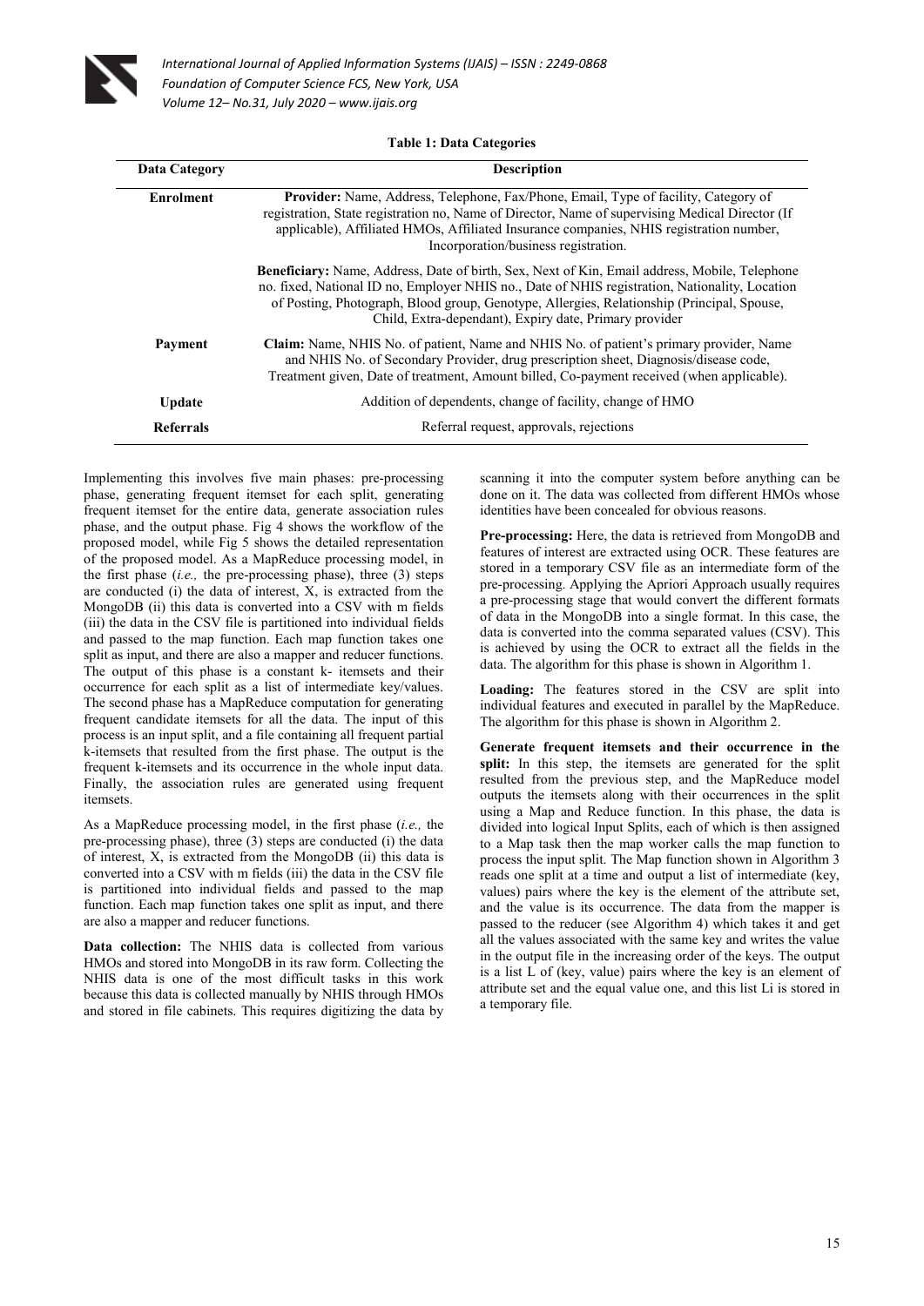**Table 1: Data Categories**

| Data Category | Description |
|---|---|
| **Enrolment** | **Provider:** Name, Address, Telephone, Fax/Phone, Email, Type of facility, Category of registration, State registration no, Name of Director, Name of supervising Medical Director (If applicable), Affiliated HMOs, Affiliated Insurance companies, NHIS registration number, Incorporation/business registration. |
| | **Beneficiary:** Name, Address, Date of birth, Sex, Next of Kin, Email address, Mobile, Telephone no. fixed, National ID no, Employer NHIS no., Date of NHIS registration, Nationality, Location of Posting, Photograph, Blood group, Genotype, Allergies, Relationship (Principal, Spouse, Child, Extra-dependant), Expiry date, Primary provider |
| **Payment** | **Claim:** Name, NHIS No. of patient, Name and NHIS No. of patient's primary provider, Name and NHIS No. of Secondary Provider, drug prescription sheet, Diagnosis/disease code, Treatment given, Date of treatment, Amount billed, Co-payment received (when applicable). |
| **Update** | Addition of dependents, change of facility, change of HMO |
| **Referrals** | Referral request, approvals, rejections |

Implementing this involves five main phases: pre-processing phase, generating frequent itemset for each split, generating frequent itemset for the entire data, generate association rules phase, and the output phase. Fig 4 shows the workflow of the proposed model, while Fig 5 shows the detailed representation of the proposed model. As a MapReduce processing model, in the first phase (*i.e.,* the pre-processing phase), three (3) steps are conducted (i) the data of interest, X, is extracted from the MongoDB (ii) this data is converted into a CSV with m fields (iii) the data in the CSV file is partitioned into individual fields and passed to the map function. Each map function takes one split as input, and there are also a mapper and reducer functions. The output of this phase is a constant k- itemsets and their occurrence for each split as a list of intermediate key/values. The second phase has a MapReduce computation for generating frequent candidate itemsets for all the data. The input of this process is an input split, and a file containing all frequent partial k-itemsets that resulted from the first phase. The output is the frequent k-itemsets and its occurrence in the whole input data. Finally, the association rules are generated using frequent itemsets.

As a MapReduce processing model, in the first phase (*i.e.,* the pre-processing phase), three (3) steps are conducted (i) the data of interest, X, is extracted from the MongoDB (ii) this data is converted into a CSV with m fields (iii) the data in the CSV file is partitioned into individual fields and passed to the map function. Each map function takes one split as input, and there are also a mapper and reducer functions.

**Data collection:** The NHIS data is collected from various HMOs and stored into MongoDB in its raw form. Collecting the NHIS data is one of the most difficult tasks in this work because this data is collected manually by NHIS through HMOs and stored in file cabinets. This requires digitizing the data by scanning it into the computer system before anything can be done on it. The data was collected from different HMOs whose identities have been concealed for obvious reasons.

**Pre-processing:** Here, the data is retrieved from MongoDB and features of interest are extracted using OCR. These features are stored in a temporary CSV file as an intermediate form of the pre-processing. Applying the Apriori Approach usually requires a pre-processing stage that would convert the different formats of data in the MongoDB into a single format. In this case, the data is converted into the comma separated values (CSV). This is achieved by using the OCR to extract all the fields in the data. The algorithm for this phase is shown in Algorithm 1.

**Loading:** The features stored in the CSV are split into individual features and executed in parallel by the MapReduce. The algorithm for this phase is shown in Algorithm 2.

**Generate frequent itemsets and their occurrence in the split:** In this step, the itemsets are generated for the split resulted from the previous step, and the MapReduce model outputs the itemsets along with their occurrences in the split using a Map and Reduce function. In this phase, the data is divided into logical Input Splits, each of which is then assigned to a Map task then the map worker calls the map function to process the input split. The Map function shown in Algorithm 3 reads one split at a time and output a list of intermediate (key, values) pairs where the key is the element of the attribute set, and the value is its occurrence. The data from the mapper is passed to the reducer (see Algorithm 4) which takes it and get all the values associated with the same key and writes the value in the output file in the increasing order of the keys. The output is a list L of (key, value) pairs where the key is an element of attribute set and the equal value one, and this list Li is stored in a temporary file.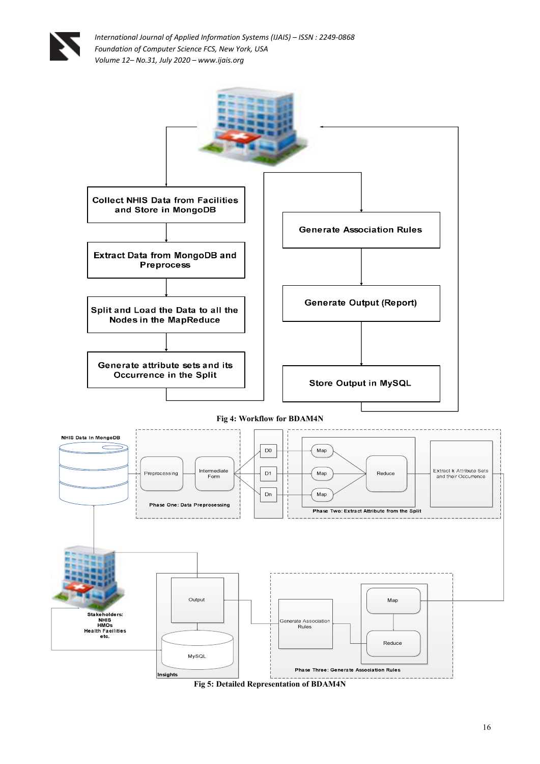Fig 4: Workflow for BDAM4N

Fig 5: Detailed Representation of BDAM4N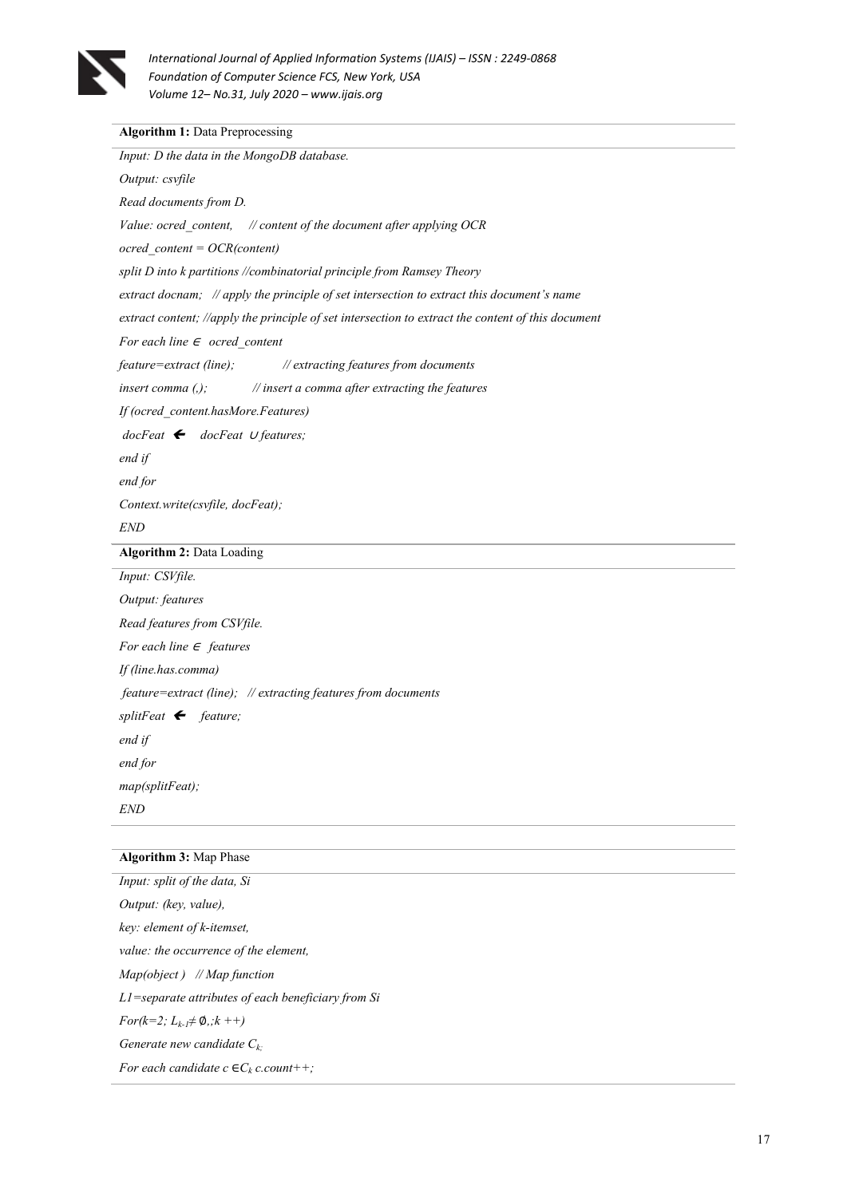**Algorithm 1:** Data Preprocessing

*Input: D the data in the MongoDB database.*

*Output: csvfile*

*Read documents from D.*

*Value: ocred_content,     // content of the document after applying OCR*

*ocred_content = OCR(content)*

*split D into k partitions //combinatorial principle from Ramsey Theory*

*extract docnam;   // apply the principle of set intersection to extract this document's name*

*extract content; //apply the principle of set intersection to extract the content of this document*

*For each line ∈  ocred_content*

*feature=extract (line);             // extracting features from documents*

*insert comma (,);           // insert a comma after extracting the features*

*If (ocred_content.hasMore.Features)*

*docFeat  🡐   docFeat ∪ features;*

*end if*

*end for*

*Context.write(csvfile, docFeat);*

*END*

**Algorithm 2:** Data Loading

*Input: CSVfile.*

*Output: features*

*Read features from CSVfile.*

*For each line ∈  features*

*If (line.has.comma)*

*feature=extract (line);   // extracting features from documents*

*splitFeat  🡐   feature;*

*end if*

*end for*

*map(splitFeat);*

*END*

**Algorithm 3:** Map Phase

*Input: split of the data, Si*

*Output: (key, value),*

*key: element of k-itemset,*

*value: the occurrence of the element,*

*Map(object )   // Map function*

*L1=separate attributes of each beneficiary from Si*

*For(k=2; $L_{k-1} \neq \emptyset$,;k ++)*

*Generate new candidate $C_k$;*

*For each candidate $c \in C_k$ c.count++;*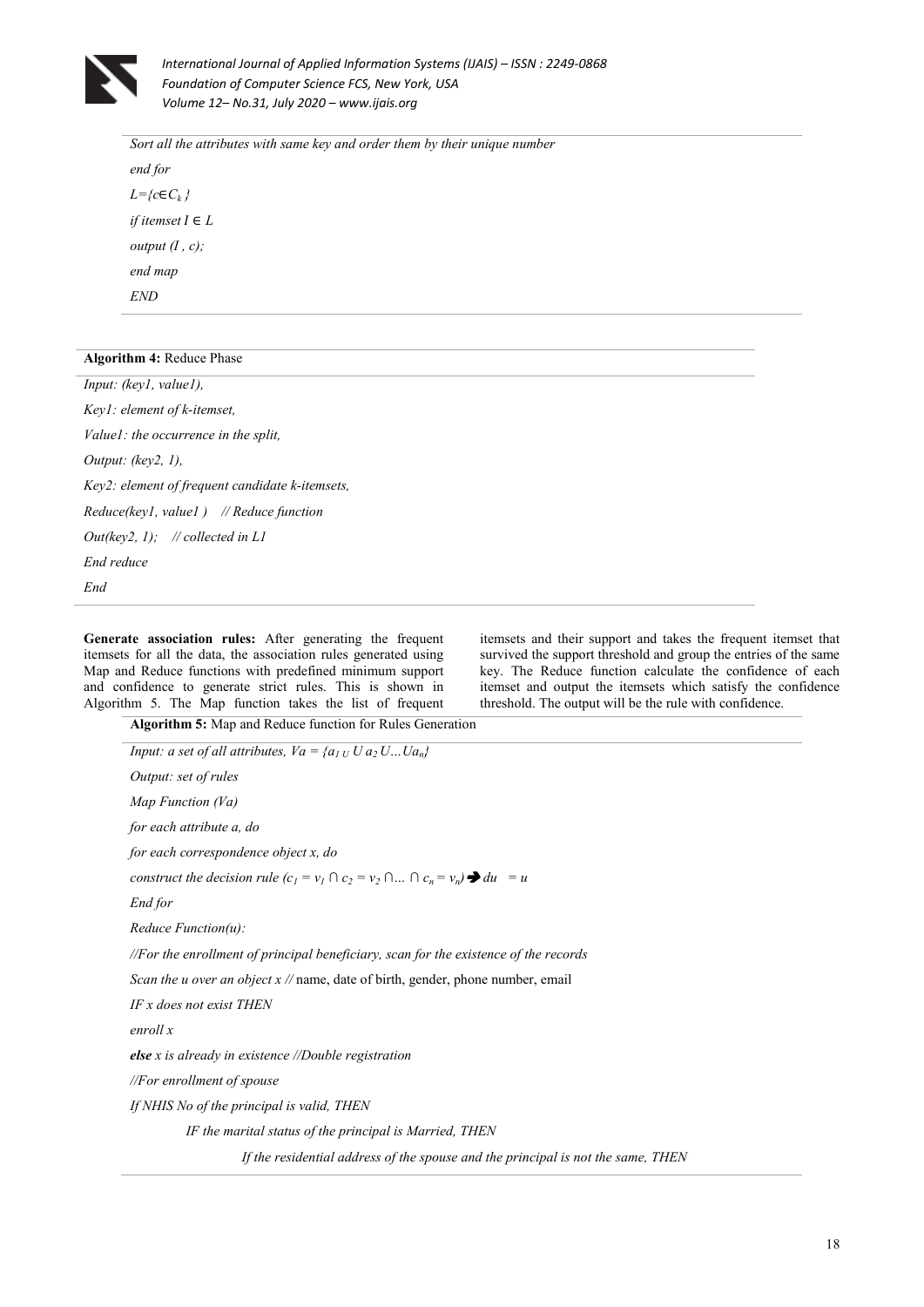```
Sort all the attributes with same key and order them by their unique number
end for
L={c∈C_k }
if itemset I ∈ L
output (I , c);
end map
END
```

**Algorithm 4:** Reduce Phase

```
Input: (key1, value1),
Key1: element of k-itemset,
Value1: the occurrence in the split,
Output: (key2, 1),
Key2: element of frequent candidate k-itemsets,
Reduce(key1, value1 )    // Reduce function
Out(key2, 1);    // collected in L1
End reduce
End
```

**Generate association rules:** After generating the frequent itemsets for all the data, the association rules generated using Map and Reduce functions with predefined minimum support and confidence to generate strict rules. This is shown in Algorithm 5. The Map function takes the list of frequent itemsets and their support and takes the frequent itemset that survived the support threshold and group the entries of the same key. The Reduce function calculate the confidence of each itemset and output the itemsets which satisfy the confidence threshold. The output will be the rule with confidence.

**Algorithm 5:** Map and Reduce function for Rules Generation

```
Input: a set of all attributes, Va = {a_1 U a_2 U...Ua_n}
Output: set of rules
Map Function (Va)
for each attribute a, do
for each correspondence object x, do
construct the decision rule (c_1 = v_1 ∩ c_2 = v_2 ∩... ∩ c_n = v_n) ➔ du  = u
End for
Reduce Function(u):
//For the enrollment of principal beneficiary, scan for the existence of the records
Scan the u over an object x // name, date of birth, gender, phone number, email
IF x does not exist THEN
enroll x
else x is already in existence //Double registration
//For enrollment of spouse
If NHIS No of the principal is valid, THEN
        IF the marital status of the principal is Married, THEN
                If the residential address of the spouse and the principal is not the same, THEN
```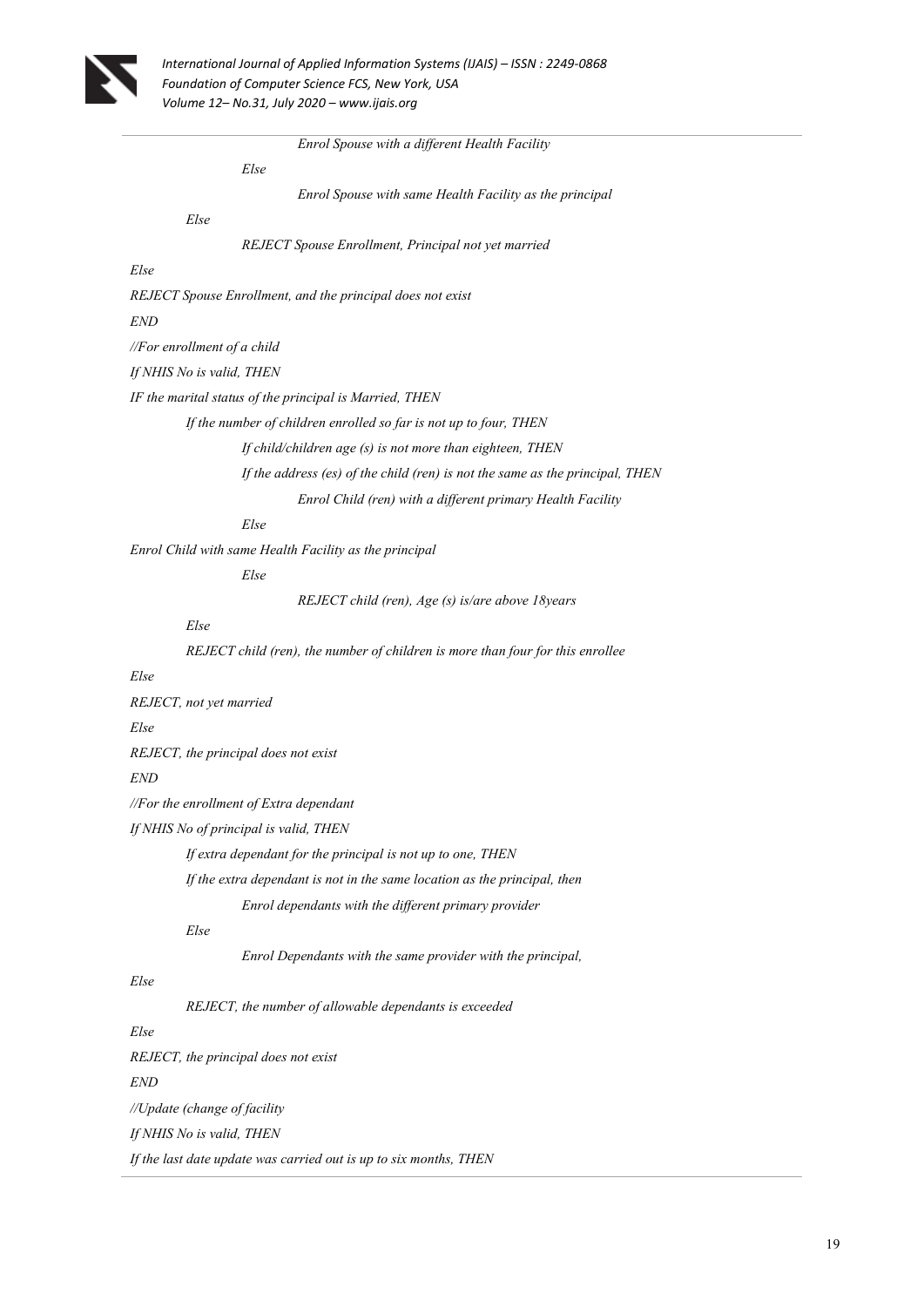```
                    Enrol Spouse with a different Health Facility
          Else
                    Enrol Spouse with same Health Facility as the principal
     Else
          REJECT Spouse Enrollment, Principal not yet married
Else
REJECT Spouse Enrollment, and the principal does not exist
END
//For enrollment of a child
If NHIS No is valid, THEN
IF the marital status of the principal is Married, THEN
     If the number of children enrolled so far is not up to four, THEN
          If child/children age (s) is not more than eighteen, THEN
          If the address (es) of the child (ren) is not the same as the principal, THEN
                    Enrol Child (ren) with a different primary Health Facility
          Else
Enrol Child with same Health Facility as the principal
          Else
                    REJECT child (ren), Age (s) is/are above 18years
     Else
     REJECT child (ren), the number of children is more than four for this enrollee
Else
REJECT, not yet married
Else
REJECT, the principal does not exist
END
//For the enrollment of Extra dependant
If NHIS No of principal is valid, THEN
     If extra dependant for the principal is not up to one, THEN
     If the extra dependant is not in the same location as the principal, then
          Enrol dependants with the different primary provider
     Else
          Enrol Dependants with the same provider with the principal,
Else
     REJECT, the number of allowable dependants is exceeded
Else
REJECT, the principal does not exist
END
//Update (change of facility
If NHIS No is valid, THEN
If the last date update was carried out is up to six months, THEN
```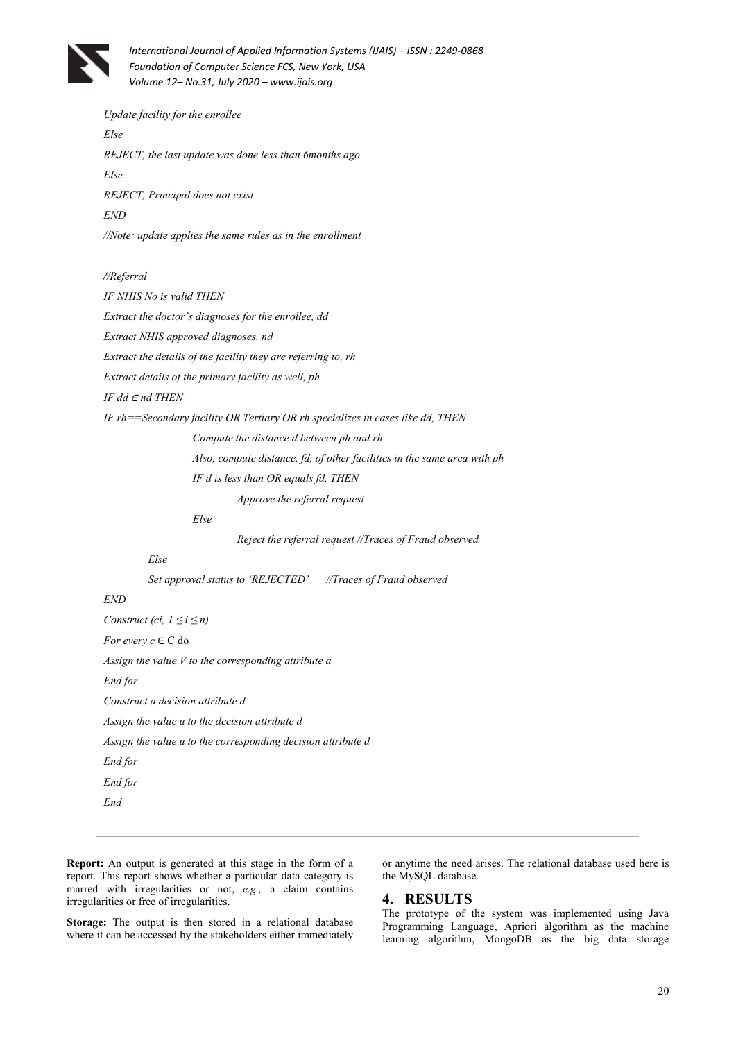```
Update facility for the enrollee
Else
REJECT, the last update was done less than 6months ago
Else
REJECT, Principal does not exist
END
//Note: update applies the same rules as in the enrollment

//Referral
IF NHIS No is valid THEN
Extract the doctor's diagnoses for the enrollee, dd
Extract NHIS approved diagnoses, nd
Extract the details of the facility they are referring to, rh
Extract details of the primary facility as well, ph
IF dd ∈ nd THEN
IF rh==Secondary facility OR Tertiary OR rh specializes in cases like dd, THEN
        Compute the distance d between ph and rh
        Also, compute distance, fd, of other facilities in the same area with ph
        IF d is less than OR equals fd, THEN
                Approve the referral request
        Else
                Reject the referral request //Traces of Fraud observed
    Else
    Set approval status to 'REJECTED'     //Traces of Fraud observed
END
Construct (ci, 1 ≤ i ≤ n)
For every c ∈ C do
Assign the value V to the corresponding attribute a
End for
Construct a decision attribute d
Assign the value u to the decision attribute d
Assign the value u to the corresponding decision attribute d
End for
End for
End
```

**Report:** An output is generated at this stage in the form of a report. This report shows whether a particular data category is marred with irregularities or not, *e.g.,* a claim contains irregularities or free of irregularities.

**Storage:** The output is then stored in a relational database where it can be accessed by the stakeholders either immediately or anytime the need arises. The relational database used here is the MySQL database.

## 4. RESULTS

The prototype of the system was implemented using Java Programming Language, Apriori algorithm as the machine learning algorithm, MongoDB as the big data storage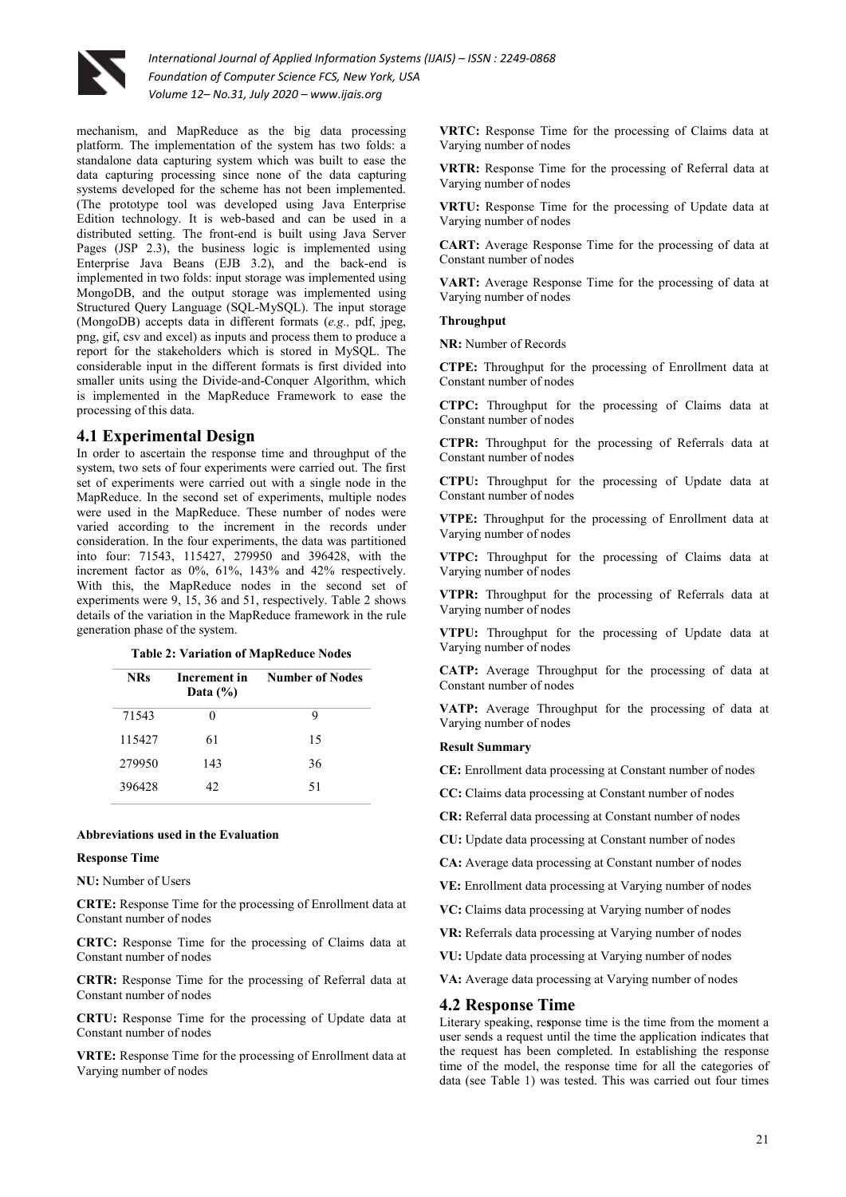mechanism, and MapReduce as the big data processing platform. The implementation of the system has two folds: a standalone data capturing system which was built to ease the data capturing processing since none of the data capturing systems developed for the scheme has not been implemented. (The prototype tool was developed using Java Enterprise Edition technology. It is web-based and can be used in a distributed setting. The front-end is built using Java Server Pages (JSP 2.3), the business logic is implemented using Enterprise Java Beans (EJB 3.2), and the back-end is implemented in two folds: input storage was implemented using MongoDB, and the output storage was implemented using Structured Query Language (SQL-MySQL). The input storage (MongoDB) accepts data in different formats (*e.g.,* pdf, jpeg, png, gif, csv and excel) as inputs and process them to produce a report for the stakeholders which is stored in MySQL. The considerable input in the different formats is first divided into smaller units using the Divide-and-Conquer Algorithm, which is implemented in the MapReduce Framework to ease the processing of this data.

## 4.1 Experimental Design

In order to ascertain the response time and throughput of the system, two sets of four experiments were carried out. The first set of experiments were carried out with a single node in the MapReduce. In the second set of experiments, multiple nodes were used in the MapReduce. These number of nodes were varied according to the increment in the records under consideration. In the four experiments, the data was partitioned into four: 71543, 115427, 279950 and 396428, with the increment factor as 0%, 61%, 143% and 42% respectively. With this, the MapReduce nodes in the second set of experiments were 9, 15, 36 and 51, respectively. Table 2 shows details of the variation in the MapReduce framework in the rule generation phase of the system.

**Table 2: Variation of MapReduce Nodes**

| NRs | Increment in Data (%) | Number of Nodes |
|---|---|---|
| 71543 | 0 | 9 |
| 115427 | 61 | 15 |
| 279950 | 143 | 36 |
| 396428 | 42 | 51 |

**Abbreviations used in the Evaluation**

**Response Time**

**NU:** Number of Users

**CRTE:** Response Time for the processing of Enrollment data at Constant number of nodes

**CRTC:** Response Time for the processing of Claims data at Constant number of nodes

**CRTR:** Response Time for the processing of Referral data at Constant number of nodes

**CRTU:** Response Time for the processing of Update data at Constant number of nodes

**VRTE:** Response Time for the processing of Enrollment data at Varying number of nodes

**VRTC:** Response Time for the processing of Claims data at Varying number of nodes

**VRTR:** Response Time for the processing of Referral data at Varying number of nodes

**VRTU:** Response Time for the processing of Update data at Varying number of nodes

**CART:** Average Response Time for the processing of data at Constant number of nodes

**VART:** Average Response Time for the processing of data at Varying number of nodes

**Throughput**

**NR:** Number of Records

**CTPE:** Throughput for the processing of Enrollment data at Constant number of nodes

**CTPC:** Throughput for the processing of Claims data at Constant number of nodes

**CTPR:** Throughput for the processing of Referrals data at Constant number of nodes

**CTPU:** Throughput for the processing of Update data at Constant number of nodes

**VTPE:** Throughput for the processing of Enrollment data at Varying number of nodes

**VTPC:** Throughput for the processing of Claims data at Varying number of nodes

**VTPR:** Throughput for the processing of Referrals data at Varying number of nodes

**VTPU:** Throughput for the processing of Update data at Varying number of nodes

**CATP:** Average Throughput for the processing of data at Constant number of nodes

**VATP:** Average Throughput for the processing of data at Varying number of nodes

**Result Summary**

**CE:** Enrollment data processing at Constant number of nodes

**CC:** Claims data processing at Constant number of nodes

**CR:** Referral data processing at Constant number of nodes

**CU:** Update data processing at Constant number of nodes

**CA:** Average data processing at Constant number of nodes

**VE:** Enrollment data processing at Varying number of nodes

**VC:** Claims data processing at Varying number of nodes

**VR:** Referrals data processing at Varying number of nodes

**VU:** Update data processing at Varying number of nodes

**VA:** Average data processing at Varying number of nodes

## 4.2 Response Time

Literary speaking, response time is the time from the moment a user sends a request until the time the application indicates that the request has been completed. In establishing the response time of the model, the response time for all the categories of data (see Table 1) was tested. This was carried out four times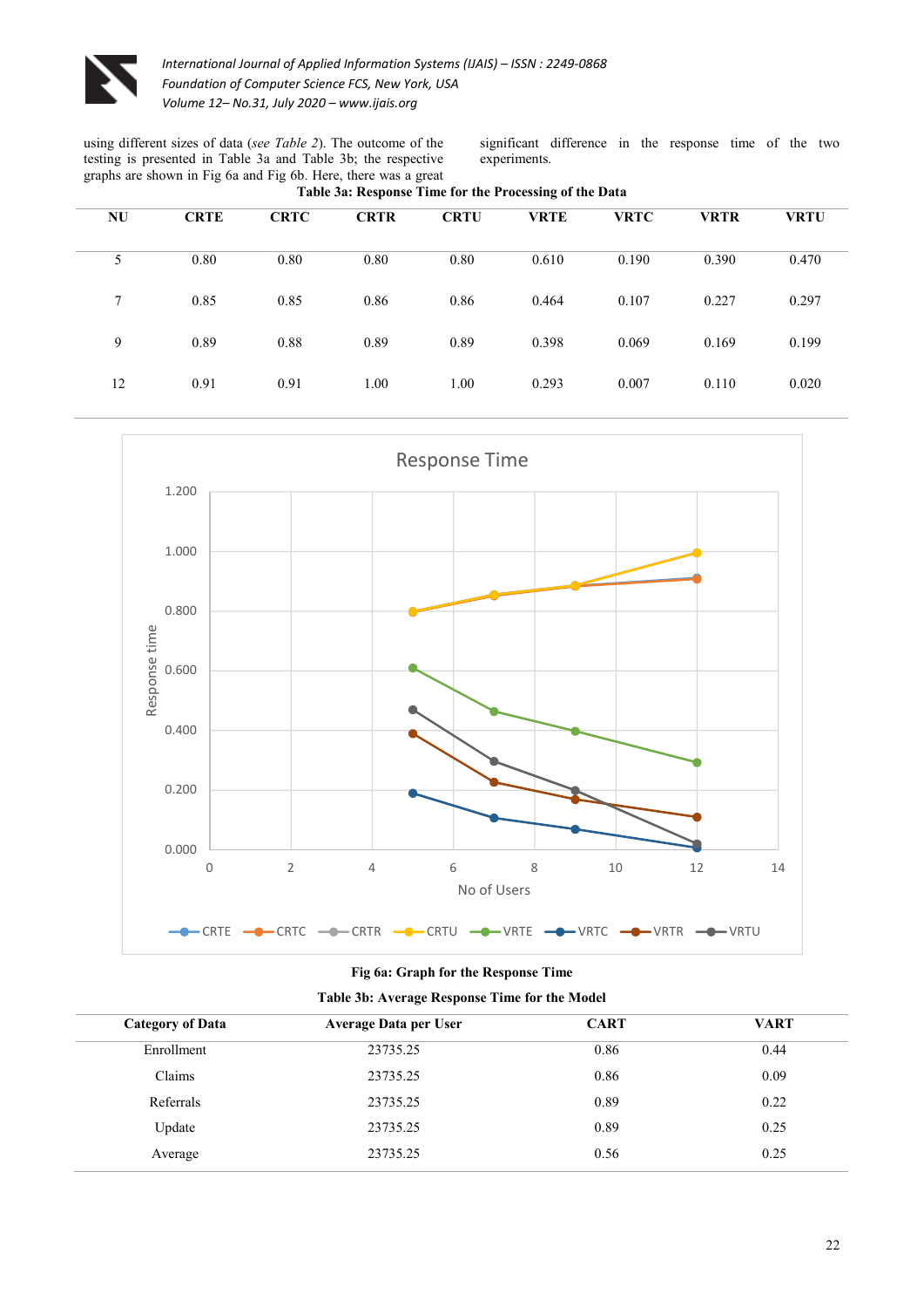using different sizes of data (*see Table 2*). The outcome of the testing is presented in Table 3a and Table 3b; the respective graphs are shown in Fig 6a and Fig 6b. Here, there was a great significant difference in the response time of the two experiments.

**Table 3a: Response Time for the Processing of the Data**

| NU | CRTE | CRTC | CRTR | CRTU | VRTE | VRTC | VRTR | VRTU |
|---|---|---|---|---|---|---|---|---|
| 5 | 0.80 | 0.80 | 0.80 | 0.80 | 0.610 | 0.190 | 0.390 | 0.470 |
| 7 | 0.85 | 0.85 | 0.86 | 0.86 | 0.464 | 0.107 | 0.227 | 0.297 |
| 9 | 0.89 | 0.88 | 0.89 | 0.89 | 0.398 | 0.069 | 0.169 | 0.199 |
| 12 | 0.91 | 0.91 | 1.00 | 1.00 | 0.293 | 0.007 | 0.110 | 0.020 |

**Fig 6a: Graph for the Response Time**

**Table 3b: Average Response Time for the Model**

| Category of Data | Average Data per User | CART | VART |
|---|---|---|---|
| Enrollment | 23735.25 | 0.86 | 0.44 |
| Claims | 23735.25 | 0.86 | 0.09 |
| Referrals | 23735.25 | 0.89 | 0.22 |
| Update | 23735.25 | 0.89 | 0.25 |
| Average | 23735.25 | 0.56 | 0.25 |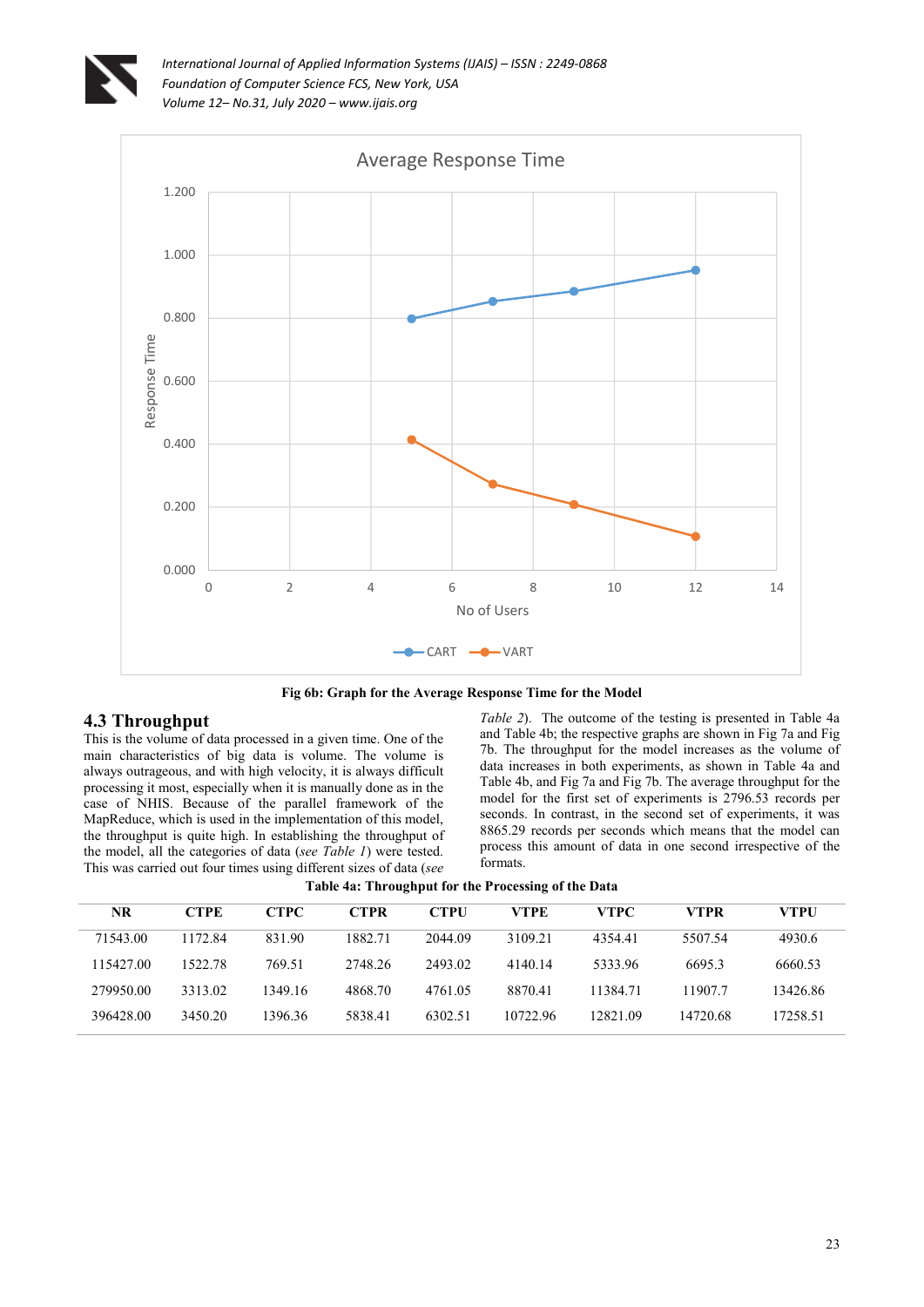Fig 6b: Graph for the Average Response Time for the Model

## 4.3 Throughput

This is the volume of data processed in a given time. One of the main characteristics of big data is volume. The volume is always outrageous, and with high velocity, it is always difficult processing it most, especially when it is manually done as in the case of NHIS. Because of the parallel framework of the MapReduce, which is used in the implementation of this model, the throughput is quite high. In establishing the throughput of the model, all the categories of data (*see Table 1*) were tested. This was carried out four times using different sizes of data (*see Table 2*). The outcome of the testing is presented in Table 4a and Table 4b; the respective graphs are shown in Fig 7a and Fig 7b. The throughput for the model increases as the volume of data increases in both experiments, as shown in Table 4a and Table 4b, and Fig 7a and Fig 7b. The average throughput for the model for the first set of experiments is 2796.53 records per seconds. In contrast, in the second set of experiments, it was 8865.29 records per seconds which means that the model can process this amount of data in one second irrespective of the formats.

**Table 4a: Throughput for the Processing of the Data**

| NR | CTPE | CTPC | CTPR | CTPU | VTPE | VTPC | VTPR | VTPU |
|---|---|---|---|---|---|---|---|---|
| 71543.00 | 1172.84 | 831.90 | 1882.71 | 2044.09 | 3109.21 | 4354.41 | 5507.54 | 4930.6 |
| 115427.00 | 1522.78 | 769.51 | 2748.26 | 2493.02 | 4140.14 | 5333.96 | 6695.3 | 6660.53 |
| 279950.00 | 3313.02 | 1349.16 | 4868.70 | 4761.05 | 8870.41 | 11384.71 | 11907.7 | 13426.86 |
| 396428.00 | 3450.20 | 1396.36 | 5838.41 | 6302.51 | 10722.96 | 12821.09 | 14720.68 | 17258.51 |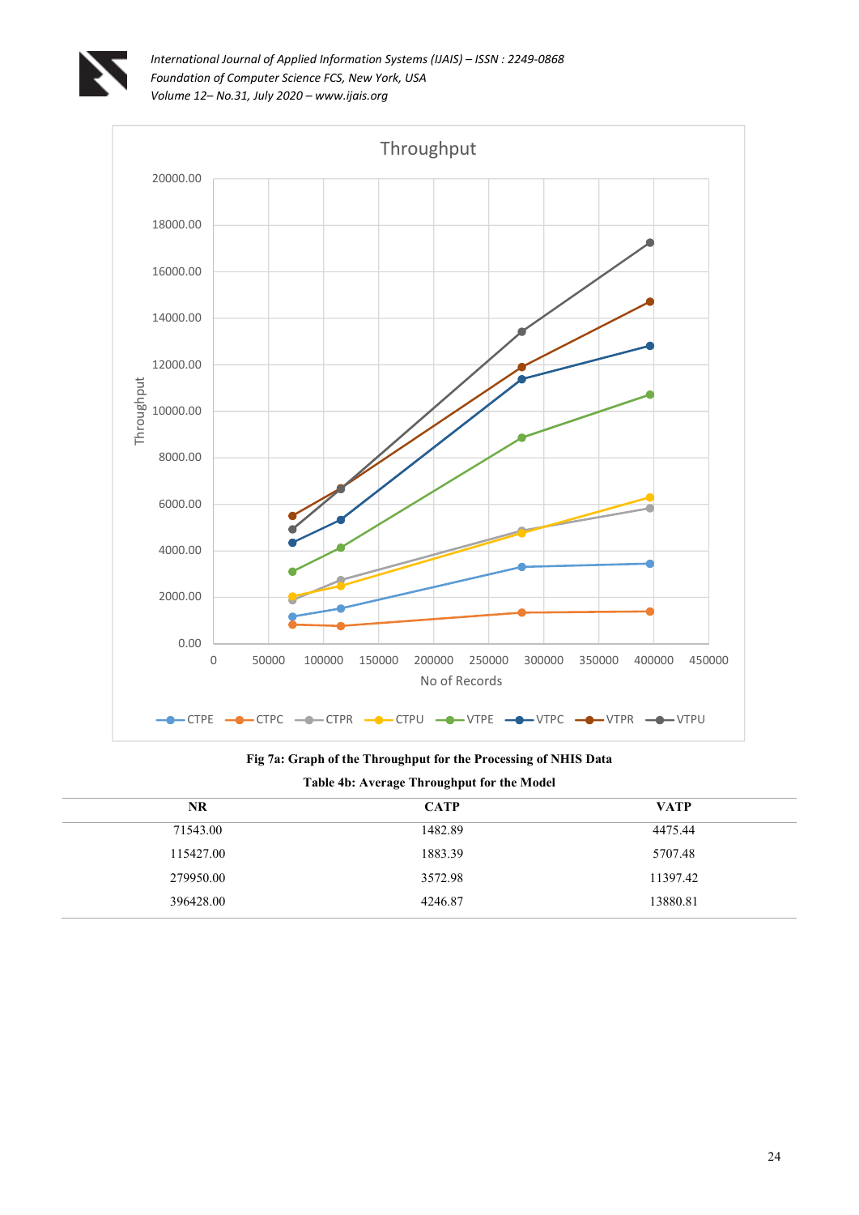**Fig 7a: Graph of the Throughput for the Processing of NHIS Data**

**Table 4b: Average Throughput for the Model**

| NR | CATP | VATP |
|---|---|---|
| 71543.00 | 1482.89 | 4475.44 |
| 115427.00 | 1883.39 | 5707.48 |
| 279950.00 | 3572.98 | 11397.42 |
| 396428.00 | 4246.87 | 13880.81 |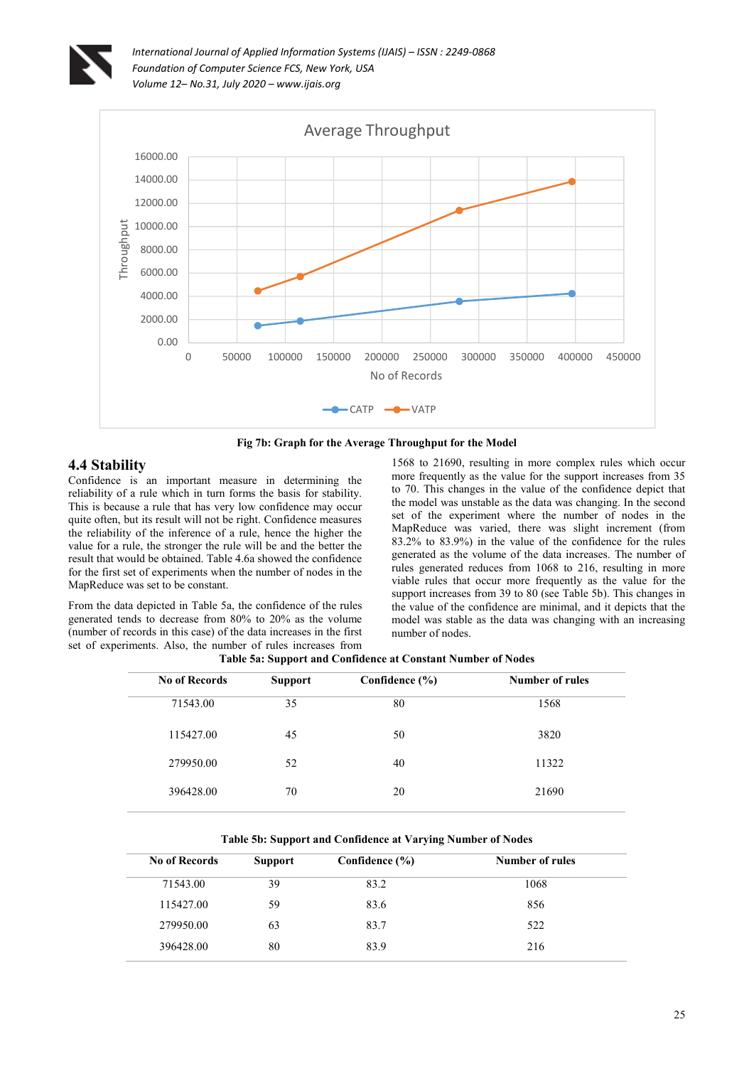Fig 7b: Graph for the Average Throughput for the Model

## 4.4 Stability

Confidence is an important measure in determining the reliability of a rule which in turn forms the basis for stability. This is because a rule that has very low confidence may occur quite often, but its result will not be right. Confidence measures the reliability of the inference of a rule, hence the higher the value for a rule, the stronger the rule will be and the better the result that would be obtained. Table 4.6a showed the confidence for the first set of experiments when the number of nodes in the MapReduce was set to be constant.

From the data depicted in Table 5a, the confidence of the rules generated tends to decrease from 80% to 20% as the volume (number of records in this case) of the data increases in the first set of experiments. Also, the number of rules increases from 1568 to 21690, resulting in more complex rules which occur more frequently as the value for the support increases from 35 to 70. This changes in the value of the confidence depict that the model was unstable as the data was changing. In the second set of the experiment where the number of nodes in the MapReduce was varied, there was slight increment (from 83.2% to 83.9%) in the value of the confidence for the rules generated as the volume of the data increases. The number of rules generated reduces from 1068 to 216, resulting in more viable rules that occur more frequently as the value for the support increases from 39 to 80 (see Table 5b). This changes in the value of the confidence are minimal, and it depicts that the model was stable as the data was changing with an increasing number of nodes.

**Table 5a: Support and Confidence at Constant Number of Nodes**

| No of Records | Support | Confidence (%) | Number of rules |
|---|---|---|---|
| 71543.00 | 35 | 80 | 1568 |
| 115427.00 | 45 | 50 | 3820 |
| 279950.00 | 52 | 40 | 11322 |
| 396428.00 | 70 | 20 | 21690 |

**Table 5b: Support and Confidence at Varying Number of Nodes**

| No of Records | Support | Confidence (%) | Number of rules |
|---|---|---|---|
| 71543.00 | 39 | 83.2 | 1068 |
| 115427.00 | 59 | 83.6 | 856 |
| 279950.00 | 63 | 83.7 | 522 |
| 396428.00 | 80 | 83.9 | 216 |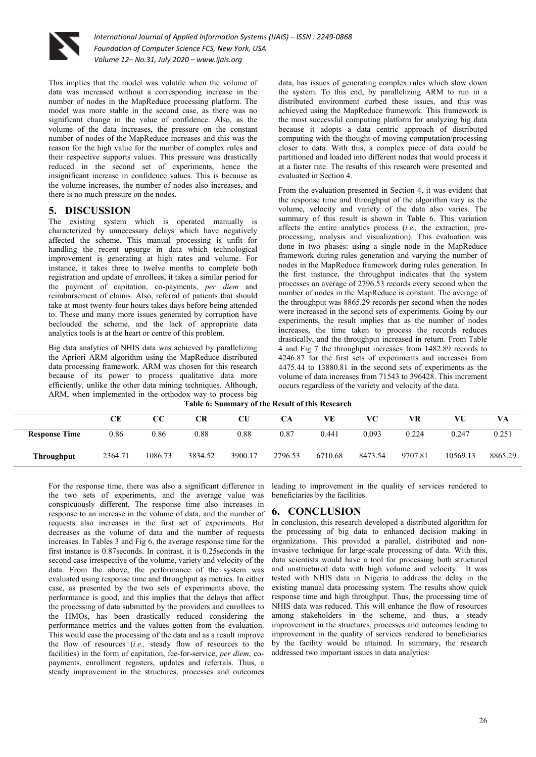This implies that the model was volatile when the volume of data was increased without a corresponding increase in the number of nodes in the MapReduce processing platform. The model was more stable in the second case, as there was no significant change in the value of confidence. Also, as the volume of the data increases, the pressure on the constant number of nodes of the MapReduce increases and this was the reason for the high value for the number of complex rules and their respective supports values. This pressure was drastically reduced in the second set of experiments, hence the insignificant increase in confidence values. This is because as the volume increases, the number of nodes also increases, and there is no much pressure on the nodes.

## 5. DISCUSSION

The existing system which is operated manually is characterized by unnecessary delays which have negatively affected the scheme. This manual processing is unfit for handling the recent upsurge in data which technological improvement is generating at high rates and volume. For instance, it takes three to twelve months to complete both registration and update of enrollees, it takes a similar period for the payment of capitation, co-payments, *per diem* and reimbursement of claims. Also, referral of patients that should take at most twenty-four hours takes days before being attended to. These and many more issues generated by corruption have beclouded the scheme, and the lack of appropriate data analytics tools is at the heart or centre of this problem.

Big data analytics of NHIS data was achieved by parallelizing the Apriori ARM algorithm using the MapReduce distributed data processing framework. ARM was chosen for this research because of its power to process qualitative data more efficiently, unlike the other data mining techniques. Although, ARM, when implemented in the orthodox way to process big data, has issues of generating complex rules which slow down the system. To this end, by parallelizing ARM to run in a distributed environment curbed these issues, and this was achieved using the MapReduce framework. This framework is the most successful computing platform for analyzing big data because it adopts a data centric approach of distributed computing with the thought of moving computation/processing closer to data. With this, a complex piece of data could be partitioned and loaded into different nodes that would process it at a faster rate. The results of this research were presented and evaluated in Section 4.

From the evaluation presented in Section 4, it was evident that the response time and throughput of the algorithm vary as the volume, velocity and variety of the data also varies. The summary of this result is shown in Table 6. This variation affects the entire analytics process (*i.e.,* the extraction, pre-processing, analysis and visualization). This evaluation was done in two phases: using a single node in the MapReduce framework during rules generation and varying the number of nodes in the MapReduce framework during rules generation. In the first instance, the throughput indicates that the system processes an average of 2796.53 records every second when the number of nodes in the MapReduce is constant. The average of the throughput was 8865.29 records per second when the nodes were increased in the second sets of experiments. Going by our experiments, the result implies that as the number of nodes increases, the time taken to process the records reduces drastically, and the throughput increased in return. From Table 4 and Fig 7 the throughput increases from 1482.89 records to 4246.87 for the first sets of experiments and increases from 4475.44 to 13880.81 in the second sets of experiments as the volume of data increases from 71543 to 396428. This increment occurs regardless of the variety and velocity of the data.

**Table 6: Summary of the Result of this Research**

| | CE | CC | CR | CU | CA | VE | VC | VR | VU | VA |
|---|---|---|---|---|---|---|---|---|---|---|
| **Response Time** | 0.86 | 0.86 | 0.88 | 0.88 | 0.87 | 0.441 | 0.093 | 0.224 | 0.247 | 0.251 |
| **Throughput** | 2364.71 | 1086.73 | 3834.52 | 3900.17 | 2796.53 | 6710.68 | 8473.54 | 9707.81 | 10569.13 | 8865.29 |

For the response time, there was also a significant difference in the two sets of experiments, and the average value was conspicuously different. The response time also increases in response to an increase in the volume of data, and the number of requests also increases in the first set of experiments. But decreases as the volume of data and the number of requests increases. In Tables 3 and Fig 6, the average response time for the first instance is 0.87seconds. In contrast, it is 0.25seconds in the second case irrespective of the volume, variety and velocity of the data. From the above, the performance of the system was evaluated using response time and throughput as metrics. In either case, as presented by the two sets of experiments above, the performance is good, and this implies that the delays that affect the processing of data submitted by the providers and enrollees to the HMOs, has been drastically reduced considering the performance metrics and the values gotten from the evaluation. This would ease the processing of the data and as a result improve the flow of resources (*i.e.,* steady flow of resources to the facilities) in the form of capitation, fee-for-service, *per diem*, co-payments, enrollment registers, updates and referrals. Thus, a steady improvement in the structures, processes and outcomes leading to improvement in the quality of services rendered to beneficiaries by the facilities.

## 6. CONCLUSION

In conclusion, this research developed a distributed algorithm for the processing of big data to enhanced decision making in organizations. This provided a parallel, distributed and non-invasive technique for large-scale processing of data. With this, data scientists would have a tool for processing both structured and unstructured data with high volume and velocity. It was tested with NHIS data in Nigeria to address the delay in the existing manual data processing system. The results show quick response time and high throughput. Thus, the processing time of NHIS data was reduced. This will enhance the flow of resources among stakeholders in the scheme, and thus, a steady improvement in the structures, processes and outcomes leading to improvement in the quality of services rendered to beneficiaries by the facility would be attained. In summary, the research addressed two important issues in data analytics: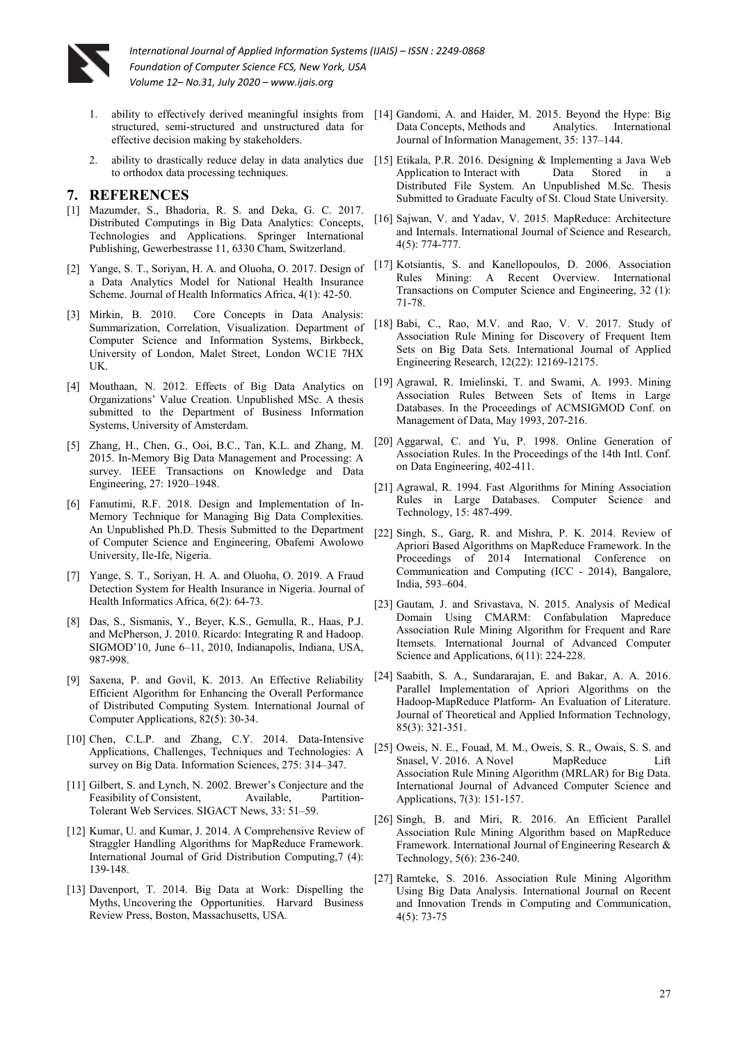1. ability to effectively derived meaningful insights from structured, semi-structured and unstructured data for effective decision making by stakeholders.
2. ability to drastically reduce delay in data analytics due to orthodox data processing techniques.

## 7. REFERENCES

[1] Mazumder, S., Bhadoria, R. S. and Deka, G. C. 2017. Distributed Computings in Big Data Analytics: Concepts, Technologies and Applications. Springer International Publishing, Gewerbestrasse 11, 6330 Cham, Switzerland.

[2] Yange, S. T., Soriyan, H. A. and Oluoha, O. 2017. Design of a Data Analytics Model for National Health Insurance Scheme. Journal of Health Informatics Africa, 4(1): 42-50.

[3] Mirkin, B. 2010. Core Concepts in Data Analysis: Summarization, Correlation, Visualization. Department of Computer Science and Information Systems, Birkbeck, University of London, Malet Street, London WC1E 7HX UK.

[4] Mouthaan, N. 2012. Effects of Big Data Analytics on Organizations' Value Creation. Unpublished MSc. A thesis submitted to the Department of Business Information Systems, University of Amsterdam.

[5] Zhang, H., Chen, G., Ooi, B.C., Tan, K.L. and Zhang, M. 2015. In-Memory Big Data Management and Processing: A survey. IEEE Transactions on Knowledge and Data Engineering, 27: 1920–1948.

[6] Famutimi, R.F. 2018. Design and Implementation of In-Memory Technique for Managing Big Data Complexities. An Unpublished Ph.D. Thesis Submitted to the Department of Computer Science and Engineering, Obafemi Awolowo University, Ile-Ife, Nigeria.

[7] Yange, S. T., Soriyan, H. A. and Oluoha, O. 2019. A Fraud Detection System for Health Insurance in Nigeria. Journal of Health Informatics Africa, 6(2): 64-73.

[8] Das, S., Sismanis, Y., Beyer, K.S., Gemulla, R., Haas, P.J. and McPherson, J. 2010. Ricardo: Integrating R and Hadoop. SIGMOD'10, June 6–11, 2010, Indianapolis, Indiana, USA, 987-998.

[9] Saxena, P. and Govil, K. 2013. An Effective Reliability Efficient Algorithm for Enhancing the Overall Performance of Distributed Computing System. International Journal of Computer Applications, 82(5): 30-34.

[10] Chen, C.L.P. and Zhang, C.Y. 2014. Data-Intensive Applications, Challenges, Techniques and Technologies: A survey on Big Data. Information Sciences, 275: 314–347.

[11] Gilbert, S. and Lynch, N. 2002. Brewer's Conjecture and the Feasibility of Consistent, Available, Partition-Tolerant Web Services. SIGACT News, 33: 51–59.

[12] Kumar, U. and Kumar, J. 2014. A Comprehensive Review of Straggler Handling Algorithms for MapReduce Framework. International Journal of Grid Distribution Computing,7 (4): 139-148.

[13] Davenport, T. 2014. Big Data at Work: Dispelling the Myths, Uncovering the Opportunities. Harvard Business Review Press, Boston, Massachusetts, USA.

[14] Gandomi, A. and Haider, M. 2015. Beyond the Hype: Big Data Concepts, Methods and Analytics. International Journal of Information Management, 35: 137–144.

[15] Etikala, P.R. 2016. Designing & Implementing a Java Web Application to Interact with Data Stored in a Distributed File System. An Unpublished M.Sc. Thesis Submitted to Graduate Faculty of St. Cloud State University.

[16] Sajwan, V. and Yadav, V. 2015. MapReduce: Architecture and Internals. International Journal of Science and Research, 4(5): 774-777.

[17] Kotsiantis, S. and Kanellopoulos, D. 2006. Association Rules Mining: A Recent Overview. International Transactions on Computer Science and Engineering, 32 (1): 71-78.

[18] Babi, C., Rao, M.V. and Rao, V. V. 2017. Study of Association Rule Mining for Discovery of Frequent Item Sets on Big Data Sets. International Journal of Applied Engineering Research, 12(22): 12169-12175.

[19] Agrawal, R. Imielinski, T. and Swami, A. 1993. Mining Association Rules Between Sets of Items in Large Databases. In the Proceedings of ACMSIGMOD Conf. on Management of Data, May 1993, 207-216.

[20] Aggarwal, C. and Yu, P. 1998. Online Generation of Association Rules. In the Proceedings of the 14th Intl. Conf. on Data Engineering, 402-411.

[21] Agrawal, R. 1994. Fast Algorithms for Mining Association Rules in Large Databases. Computer Science and Technology, 15: 487-499.

[22] Singh, S., Garg, R. and Mishra, P. K. 2014. Review of Apriori Based Algorithms on MapReduce Framework. In the Proceedings of 2014 International Conference on Communication and Computing (ICC - 2014), Bangalore, India, 593–604.

[23] Gautam, J. and Srivastava, N. 2015. Analysis of Medical Domain Using CMARM: Confabulation Mapreduce Association Rule Mining Algorithm for Frequent and Rare Itemsets. International Journal of Advanced Computer Science and Applications, 6(11): 224-228.

[24] Saabith, S. A., Sundararajan, E. and Bakar, A. A. 2016. Parallel Implementation of Apriori Algorithms on the Hadoop-MapReduce Platform- An Evaluation of Literature. Journal of Theoretical and Applied Information Technology, 85(3): 321-351.

[25] Oweis, N. E., Fouad, M. M., Oweis, S. R., Owais, S. S. and Snasel, V. 2016. A Novel MapReduce Lift Association Rule Mining Algorithm (MRLAR) for Big Data. International Journal of Advanced Computer Science and Applications, 7(3): 151-157.

[26] Singh, B. and Miri, R. 2016. An Efficient Parallel Association Rule Mining Algorithm based on MapReduce Framework. International Journal of Engineering Research & Technology, 5(6): 236-240.

[27] Ramteke, S. 2016. Association Rule Mining Algorithm Using Big Data Analysis. International Journal on Recent and Innovation Trends in Computing and Communication, 4(5): 73-75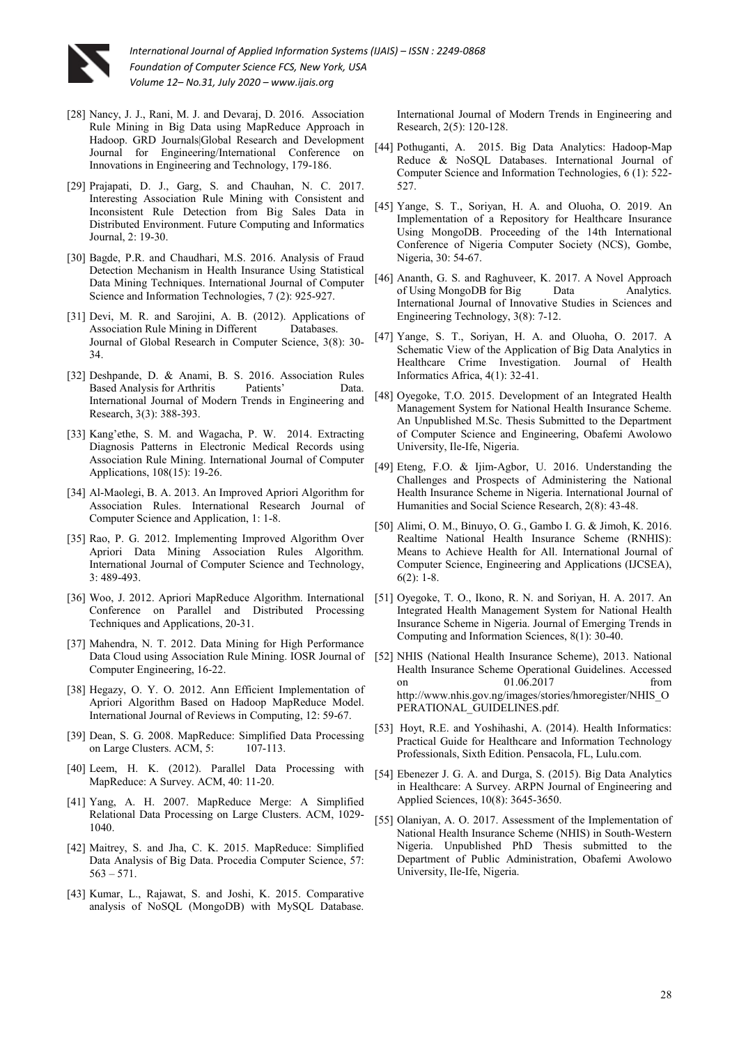[28] Nancy, J. J., Rani, M. J. and Devaraj, D. 2016. Association Rule Mining in Big Data using MapReduce Approach in Hadoop. GRD Journals|Global Research and Development Journal for Engineering/International Conference on Innovations in Engineering and Technology, 179-186.

[29] Prajapati, D. J., Garg, S. and Chauhan, N. C. 2017. Interesting Association Rule Mining with Consistent and Inconsistent Rule Detection from Big Sales Data in Distributed Environment. Future Computing and Informatics Journal, 2: 19-30.

[30] Bagde, P.R. and Chaudhari, M.S. 2016. Analysis of Fraud Detection Mechanism in Health Insurance Using Statistical Data Mining Techniques. International Journal of Computer Science and Information Technologies, 7 (2): 925-927.

[31] Devi, M. R. and Sarojini, A. B. (2012). Applications of Association Rule Mining in Different Databases. Journal of Global Research in Computer Science, 3(8): 30-34.

[32] Deshpande, D. & Anami, B. S. 2016. Association Rules Based Analysis for Arthritis Patients' Data. International Journal of Modern Trends in Engineering and Research, 3(3): 388-393.

[33] Kang'ethe, S. M. and Wagacha, P. W. 2014. Extracting Diagnosis Patterns in Electronic Medical Records using Association Rule Mining. International Journal of Computer Applications, 108(15): 19-26.

[34] Al-Maolegi, B. A. 2013. An Improved Apriori Algorithm for Association Rules. International Research Journal of Computer Science and Application, 1: 1-8.

[35] Rao, P. G. 2012. Implementing Improved Algorithm Over Apriori Data Mining Association Rules Algorithm. International Journal of Computer Science and Technology, 3: 489-493.

[36] Woo, J. 2012. Apriori MapReduce Algorithm. International Conference on Parallel and Distributed Processing Techniques and Applications, 20-31.

[37] Mahendra, N. T. 2012. Data Mining for High Performance Data Cloud using Association Rule Mining. IOSR Journal of Computer Engineering, 16-22.

[38] Hegazy, O. Y. O. 2012. Ann Efficient Implementation of Apriori Algorithm Based on Hadoop MapReduce Model. International Journal of Reviews in Computing, 12: 59-67.

[39] Dean, S. G. 2008. MapReduce: Simplified Data Processing on Large Clusters. ACM, 5: 107-113.

[40] Leem, H. K. (2012). Parallel Data Processing with MapReduce: A Survey. ACM, 40: 11-20.

[41] Yang, A. H. 2007. MapReduce Merge: A Simplified Relational Data Processing on Large Clusters. ACM, 1029-1040.

[42] Maitrey, S. and Jha, C. K. 2015. MapReduce: Simplified Data Analysis of Big Data. Procedia Computer Science, 57: 563 – 571.

[43] Kumar, L., Rajawat, S. and Joshi, K. 2015. Comparative analysis of NoSQL (MongoDB) with MySQL Database. International Journal of Modern Trends in Engineering and Research, 2(5): 120-128.

[44] Pothuganti, A. 2015. Big Data Analytics: Hadoop-Map Reduce & NoSQL Databases. International Journal of Computer Science and Information Technologies, 6 (1): 522-527.

[45] Yange, S. T., Soriyan, H. A. and Oluoha, O. 2019. An Implementation of a Repository for Healthcare Insurance Using MongoDB. Proceeding of the 14th International Conference of Nigeria Computer Society (NCS), Gombe, Nigeria, 30: 54-67.

[46] Ananth, G. S. and Raghuveer, K. 2017. A Novel Approach of Using MongoDB for Big Data Analytics. International Journal of Innovative Studies in Sciences and Engineering Technology, 3(8): 7-12.

[47] Yange, S. T., Soriyan, H. A. and Oluoha, O. 2017. A Schematic View of the Application of Big Data Analytics in Healthcare Crime Investigation. Journal of Health Informatics Africa, 4(1): 32-41.

[48] Oyegoke, T.O. 2015. Development of an Integrated Health Management System for National Health Insurance Scheme. An Unpublished M.Sc. Thesis Submitted to the Department of Computer Science and Engineering, Obafemi Awolowo University, Ile-Ife, Nigeria.

[49] Eteng, F.O. & Ijim-Agbor, U. 2016. Understanding the Challenges and Prospects of Administering the National Health Insurance Scheme in Nigeria. International Journal of Humanities and Social Science Research, 2(8): 43-48.

[50] Alimi, O. M., Binuyo, O. G., Gambo I. G. & Jimoh, K. 2016. Realtime National Health Insurance Scheme (RNHIS): Means to Achieve Health for All. International Journal of Computer Science, Engineering and Applications (IJCSEA), 6(2): 1-8.

[51] Oyegoke, T. O., Ikono, R. N. and Soriyan, H. A. 2017. An Integrated Health Management System for National Health Insurance Scheme in Nigeria. Journal of Emerging Trends in Computing and Information Sciences, 8(1): 30-40.

[52] NHIS (National Health Insurance Scheme), 2013. National Health Insurance Scheme Operational Guidelines. Accessed on 01.06.2017 from http://www.nhis.gov.ng/images/stories/hmoregister/NHIS_OPERATIONAL_GUIDELINES.pdf.

[53] Hoyt, R.E. and Yoshihashi, A. (2014). Health Informatics: Practical Guide for Healthcare and Information Technology Professionals, Sixth Edition. Pensacola, FL, Lulu.com.

[54] Ebenezer J. G. A. and Durga, S. (2015). Big Data Analytics in Healthcare: A Survey. ARPN Journal of Engineering and Applied Sciences, 10(8): 3645-3650.

[55] Olaniyan, A. O. 2017. Assessment of the Implementation of National Health Insurance Scheme (NHIS) in South-Western Nigeria. Unpublished PhD Thesis submitted to the Department of Public Administration, Obafemi Awolowo University, Ile-Ife, Nigeria.